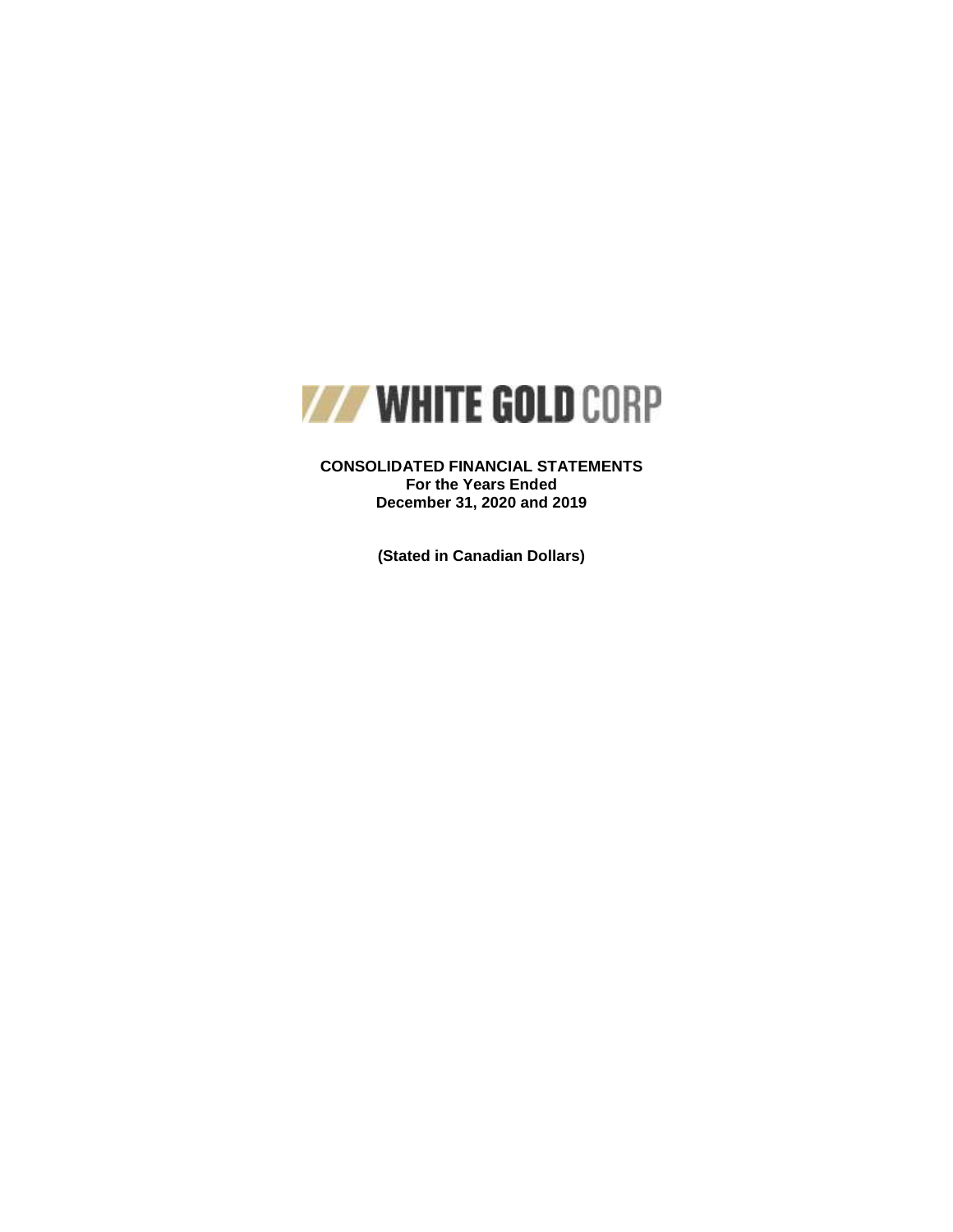WHITE GOLD CORP

**CONSOLIDATED FINANCIAL STATEMENTS**
**For the Years Ended**
**December 31, 2020 and 2019**

**(Stated in Canadian Dollars)**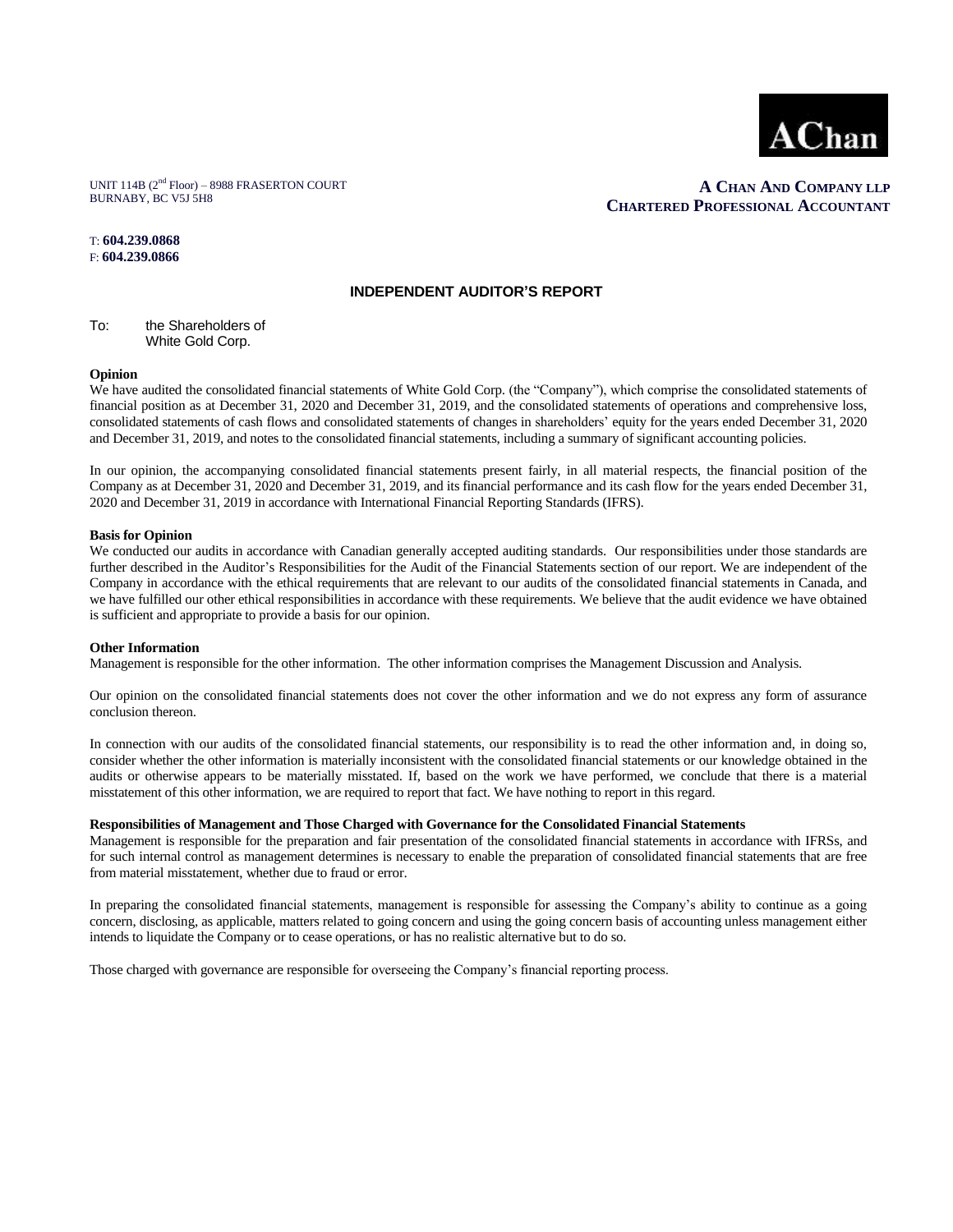AChan

UNIT 114B (2nd Floor) – 8988 FRASERTON COURT
BURNABY, BC V5J 5H8

**A CHAN AND COMPANY LLP**
**CHARTERED PROFESSIONAL ACCOUNTANT**

T: **604.239.0868**
F: **604.239.0866**

## INDEPENDENT AUDITOR'S REPORT

To: the Shareholders of
White Gold Corp.

**Opinion**

We have audited the consolidated financial statements of White Gold Corp. (the "Company"), which comprise the consolidated statements of financial position as at December 31, 2020 and December 31, 2019, and the consolidated statements of operations and comprehensive loss, consolidated statements of cash flows and consolidated statements of changes in shareholders' equity for the years ended December 31, 2020 and December 31, 2019, and notes to the consolidated financial statements, including a summary of significant accounting policies.

In our opinion, the accompanying consolidated financial statements present fairly, in all material respects, the financial position of the Company as at December 31, 2020 and December 31, 2019, and its financial performance and its cash flow for the years ended December 31, 2020 and December 31, 2019 in accordance with International Financial Reporting Standards (IFRS).

**Basis for Opinion**

We conducted our audits in accordance with Canadian generally accepted auditing standards. Our responsibilities under those standards are further described in the Auditor's Responsibilities for the Audit of the Financial Statements section of our report. We are independent of the Company in accordance with the ethical requirements that are relevant to our audits of the consolidated financial statements in Canada, and we have fulfilled our other ethical responsibilities in accordance with these requirements. We believe that the audit evidence we have obtained is sufficient and appropriate to provide a basis for our opinion.

**Other Information**

Management is responsible for the other information. The other information comprises the Management Discussion and Analysis.

Our opinion on the consolidated financial statements does not cover the other information and we do not express any form of assurance conclusion thereon.

In connection with our audits of the consolidated financial statements, our responsibility is to read the other information and, in doing so, consider whether the other information is materially inconsistent with the consolidated financial statements or our knowledge obtained in the audits or otherwise appears to be materially misstated. If, based on the work we have performed, we conclude that there is a material misstatement of this other information, we are required to report that fact. We have nothing to report in this regard.

**Responsibilities of Management and Those Charged with Governance for the Consolidated Financial Statements**

Management is responsible for the preparation and fair presentation of the consolidated financial statements in accordance with IFRSs, and for such internal control as management determines is necessary to enable the preparation of consolidated financial statements that are free from material misstatement, whether due to fraud or error.

In preparing the consolidated financial statements, management is responsible for assessing the Company's ability to continue as a going concern, disclosing, as applicable, matters related to going concern and using the going concern basis of accounting unless management either intends to liquidate the Company or to cease operations, or has no realistic alternative but to do so.

Those charged with governance are responsible for overseeing the Company's financial reporting process.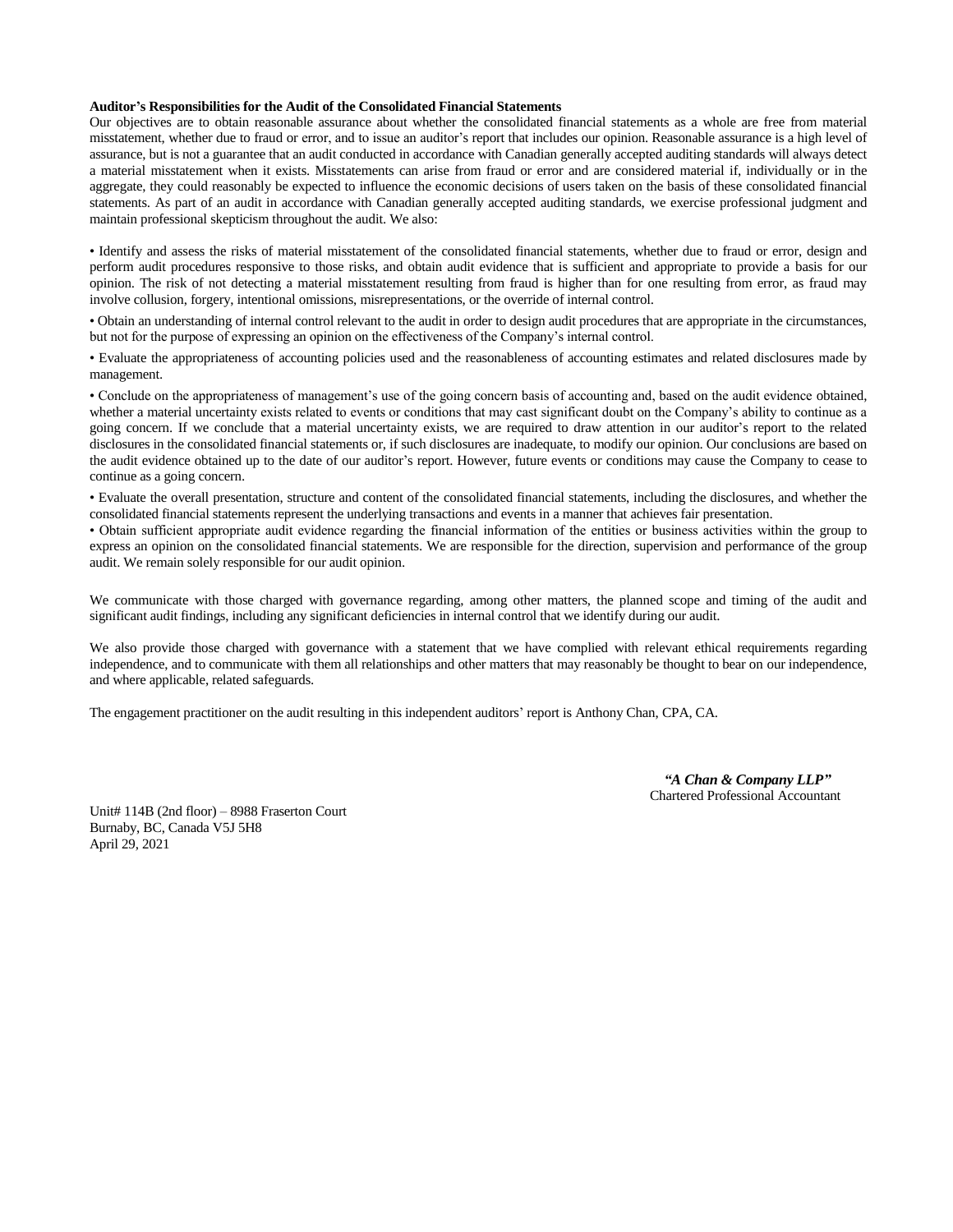**Auditor's Responsibilities for the Audit of the Consolidated Financial Statements**

Our objectives are to obtain reasonable assurance about whether the consolidated financial statements as a whole are free from material misstatement, whether due to fraud or error, and to issue an auditor's report that includes our opinion. Reasonable assurance is a high level of assurance, but is not a guarantee that an audit conducted in accordance with Canadian generally accepted auditing standards will always detect a material misstatement when it exists. Misstatements can arise from fraud or error and are considered material if, individually or in the aggregate, they could reasonably be expected to influence the economic decisions of users taken on the basis of these consolidated financial statements. As part of an audit in accordance with Canadian generally accepted auditing standards, we exercise professional judgment and maintain professional skepticism throughout the audit. We also:

- Identify and assess the risks of material misstatement of the consolidated financial statements, whether due to fraud or error, design and perform audit procedures responsive to those risks, and obtain audit evidence that is sufficient and appropriate to provide a basis for our opinion. The risk of not detecting a material misstatement resulting from fraud is higher than for one resulting from error, as fraud may involve collusion, forgery, intentional omissions, misrepresentations, or the override of internal control.
- Obtain an understanding of internal control relevant to the audit in order to design audit procedures that are appropriate in the circumstances, but not for the purpose of expressing an opinion on the effectiveness of the Company's internal control.
- Evaluate the appropriateness of accounting policies used and the reasonableness of accounting estimates and related disclosures made by management.
- Conclude on the appropriateness of management's use of the going concern basis of accounting and, based on the audit evidence obtained, whether a material uncertainty exists related to events or conditions that may cast significant doubt on the Company's ability to continue as a going concern. If we conclude that a material uncertainty exists, we are required to draw attention in our auditor's report to the related disclosures in the consolidated financial statements or, if such disclosures are inadequate, to modify our opinion. Our conclusions are based on the audit evidence obtained up to the date of our auditor's report. However, future events or conditions may cause the Company to cease to continue as a going concern.
- Evaluate the overall presentation, structure and content of the consolidated financial statements, including the disclosures, and whether the consolidated financial statements represent the underlying transactions and events in a manner that achieves fair presentation.
- Obtain sufficient appropriate audit evidence regarding the financial information of the entities or business activities within the group to express an opinion on the consolidated financial statements. We are responsible for the direction, supervision and performance of the group audit. We remain solely responsible for our audit opinion.

We communicate with those charged with governance regarding, among other matters, the planned scope and timing of the audit and significant audit findings, including any significant deficiencies in internal control that we identify during our audit.

We also provide those charged with governance with a statement that we have complied with relevant ethical requirements regarding independence, and to communicate with them all relationships and other matters that may reasonably be thought to bear on our independence, and where applicable, related safeguards.

The engagement practitioner on the audit resulting in this independent auditors' report is Anthony Chan, CPA, CA.

***"A Chan & Company LLP"***
Chartered Professional Accountant

Unit# 114B (2nd floor) – 8988 Fraserton Court
Burnaby, BC, Canada V5J 5H8
April 29, 2021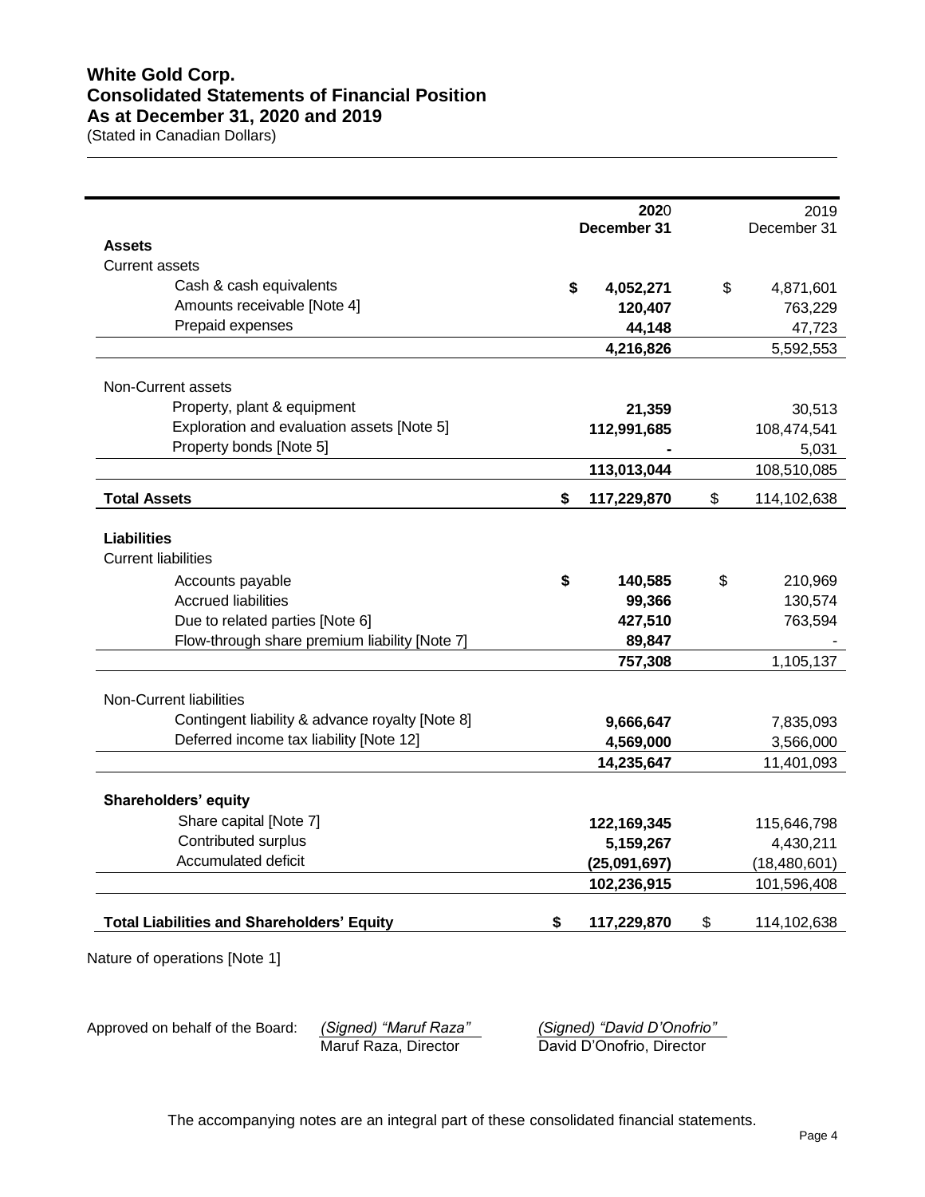# White Gold Corp.
## Consolidated Statements of Financial Position
## As at December 31, 2020 and 2019

(Stated in Canadian Dollars)

| | 2020 December 31 | 2019 December 31 |
|---|---|---|
| **Assets** | | |
| Current assets | | |
| Cash & cash equivalents | **$ 4,052,271** | $ 4,871,601 |
| Amounts receivable [Note 4] | **120,407** | 763,229 |
| Prepaid expenses | **44,148** | 47,723 |
| | **4,216,826** | 5,592,553 |
| Non-Current assets | | |
| Property, plant & equipment | **21,359** | 30,513 |
| Exploration and evaluation assets [Note 5] | **112,991,685** | 108,474,541 |
| Property bonds [Note 5] | **-** | 5,031 |
| | **113,013,044** | 108,510,085 |
| **Total Assets** | **$ 117,229,870** | $ 114,102,638 |
| **Liabilities** | | |
| Current liabilities | | |
| Accounts payable | **$ 140,585** | $ 210,969 |
| Accrued liabilities | **99,366** | 130,574 |
| Due to related parties [Note 6] | **427,510** | 763,594 |
| Flow-through share premium liability [Note 7] | **89,847** | - |
| | **757,308** | 1,105,137 |
| Non-Current liabilities | | |
| Contingent liability & advance royalty [Note 8] | **9,666,647** | 7,835,093 |
| Deferred income tax liability [Note 12] | **4,569,000** | 3,566,000 |
| | **14,235,647** | 11,401,093 |
| **Shareholders' equity** | | |
| Share capital [Note 7] | **122,169,345** | 115,646,798 |
| Contributed surplus | **5,159,267** | 4,430,211 |
| Accumulated deficit | **(25,091,697)** | (18,480,601) |
| | **102,236,915** | 101,596,408 |
| **Total Liabilities and Shareholders' Equity** | **$ 117,229,870** | $ 114,102,638 |

Nature of operations [Note 1]

Approved on behalf of the Board: *(Signed) "Maruf Raza"* Maruf Raza, Director *(Signed) "David D'Onofrio"* David D'Onofrio, Director

The accompanying notes are an integral part of these consolidated financial statements.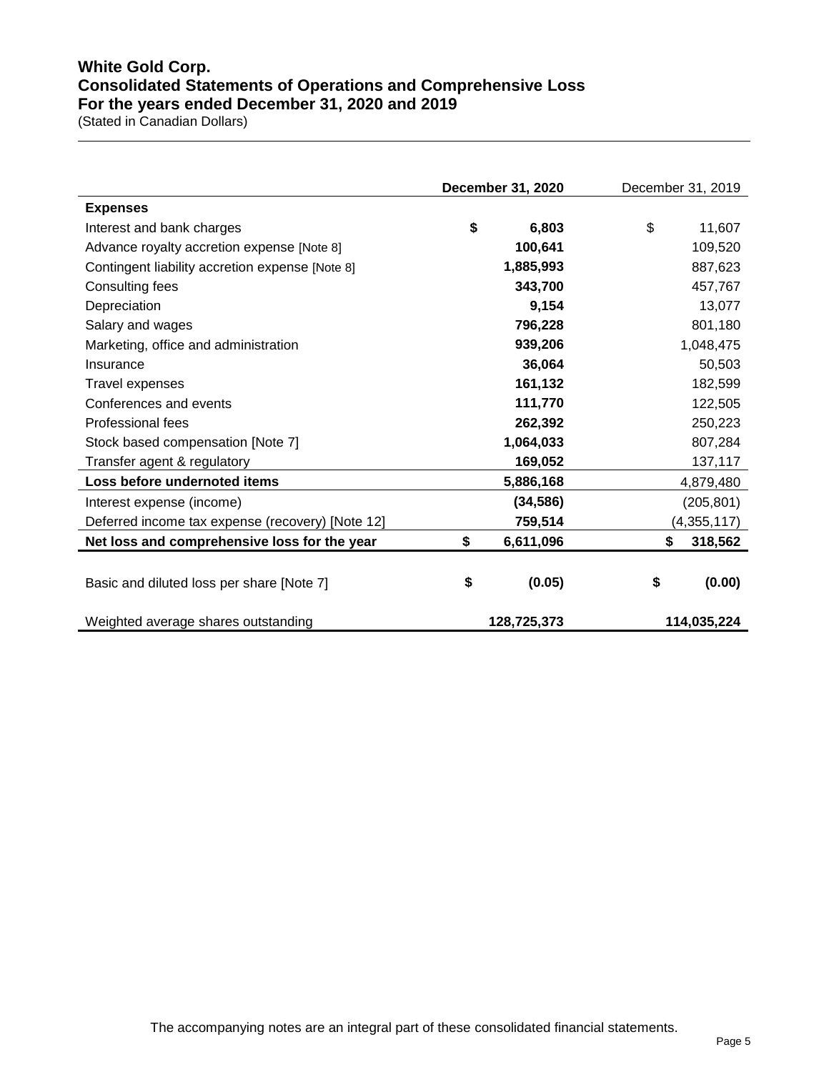# White Gold Corp.
## Consolidated Statements of Operations and Comprehensive Loss
## For the years ended December 31, 2020 and 2019

(Stated in Canadian Dollars)

| | **December 31, 2020** | December 31, 2019 |
|---|---|---|
| **Expenses** | | |
| Interest and bank charges | **$ 6,803** | $ 11,607 |
| Advance royalty accretion expense [Note 8] | **100,641** | 109,520 |
| Contingent liability accretion expense [Note 8] | **1,885,993** | 887,623 |
| Consulting fees | **343,700** | 457,767 |
| Depreciation | **9,154** | 13,077 |
| Salary and wages | **796,228** | 801,180 |
| Marketing, office and administration | **939,206** | 1,048,475 |
| Insurance | **36,064** | 50,503 |
| Travel expenses | **161,132** | 182,599 |
| Conferences and events | **111,770** | 122,505 |
| Professional fees | **262,392** | 250,223 |
| Stock based compensation [Note 7] | **1,064,033** | 807,284 |
| Transfer agent & regulatory | **169,052** | 137,117 |
| **Loss before undernoted items** | **5,886,168** | 4,879,480 |
| Interest expense (income) | **(34,586)** | (205,801) |
| Deferred income tax expense (recovery) [Note 12] | **759,514** | (4,355,117) |
| **Net loss and comprehensive loss for the year** | **$ 6,611,096** | **$ 318,562** |
| Basic and diluted loss per share [Note 7] | **$ (0.05)** | **$ (0.00)** |
| Weighted average shares outstanding | **128,725,373** | **114,035,224** |

The accompanying notes are an integral part of these consolidated financial statements.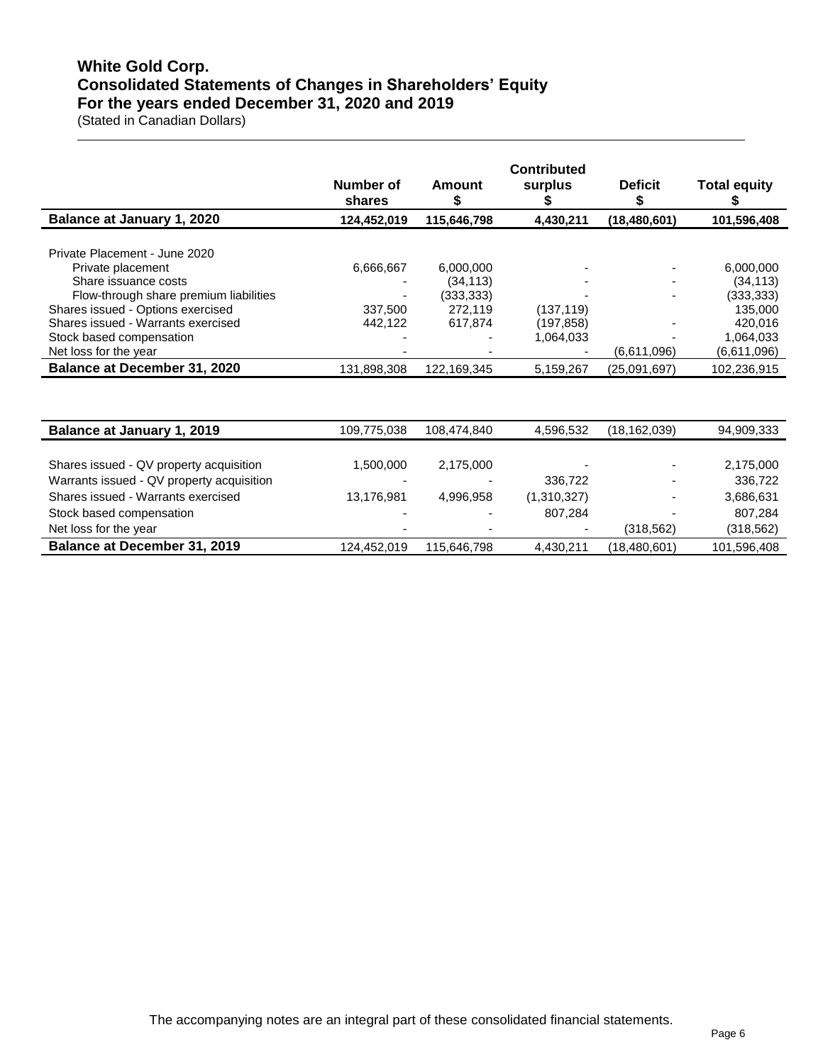# White Gold Corp.
## Consolidated Statements of Changes in Shareholders' Equity
## For the years ended December 31, 2020 and 2019

(Stated in Canadian Dollars)

| | Number of shares | Amount $ | Contributed surplus $ | Deficit $ | Total equity $ |
|---|---|---|---|---|---|
| **Balance at January 1, 2020** | **124,452,019** | **115,646,798** | **4,430,211** | **(18,480,601)** | **101,596,408** |
| Private Placement - June 2020 | | | | | |
| Private placement | 6,666,667 | 6,000,000 | - | - | 6,000,000 |
| Share issuance costs | - | (34,113) | - | - | (34,113) |
| Flow-through share premium liabilities | - | (333,333) | - | - | (333,333) |
| Shares issued - Options exercised | 337,500 | 272,119 | (137,119) | | 135,000 |
| Shares issued - Warrants exercised | 442,122 | 617,874 | (197,858) | - | 420,016 |
| Stock based compensation | - | - | 1,064,033 | - | 1,064,033 |
| Net loss for the year | - | - | - | (6,611,096) | (6,611,096) |
| **Balance at December 31, 2020** | 131,898,308 | 122,169,345 | 5,159,267 | (25,091,697) | 102,236,915 |

| | Number of shares | Amount $ | Contributed surplus $ | Deficit $ | Total equity $ |
|---|---|---|---|---|---|
| **Balance at January 1, 2019** | 109,775,038 | 108,474,840 | 4,596,532 | (18,162,039) | 94,909,333 |
| Shares issued - QV property acquisition | 1,500,000 | 2,175,000 | - | - | 2,175,000 |
| Warrants issued - QV property acquisition | - | - | 336,722 | - | 336,722 |
| Shares issued - Warrants exercised | 13,176,981 | 4,996,958 | (1,310,327) | - | 3,686,631 |
| Stock based compensation | - | - | 807,284 | - | 807,284 |
| Net loss for the year | - | - | - | (318,562) | (318,562) |
| **Balance at December 31, 2019** | 124,452,019 | 115,646,798 | 4,430,211 | (18,480,601) | 101,596,408 |

The accompanying notes are an integral part of these consolidated financial statements.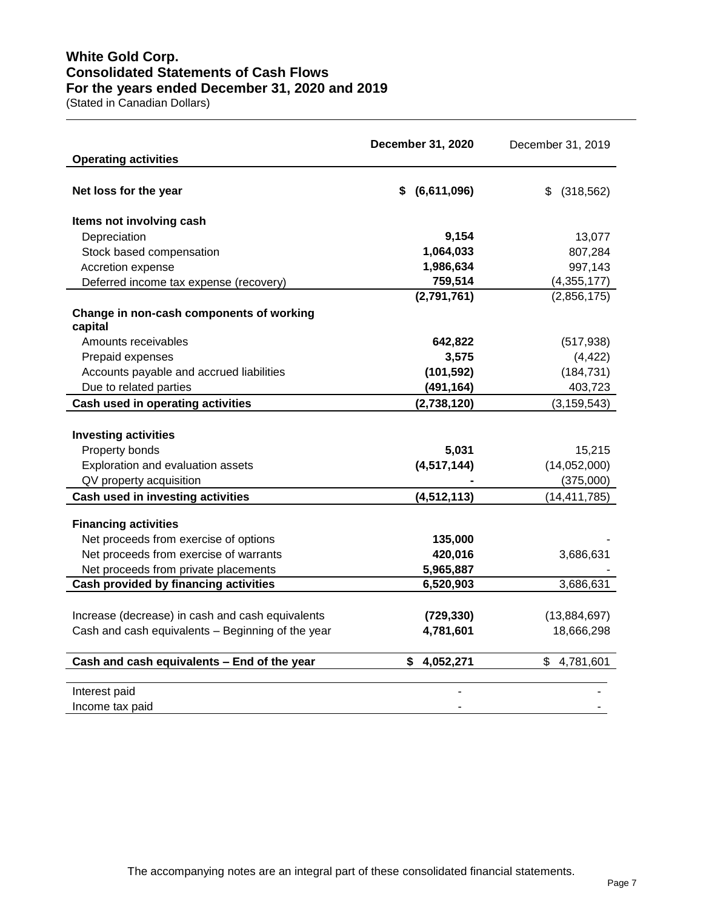# White Gold Corp.
# Consolidated Statements of Cash Flows
# For the years ended December 31, 2020 and 2019

(Stated in Canadian Dollars)

| Operating activities | December 31, 2020 | December 31, 2019 |
|---|---|---|
| **Net loss for the year** | **$ (6,611,096)** | $ (318,562) |
| **Items not involving cash** | | |
| Depreciation | **9,154** | 13,077 |
| Stock based compensation | **1,064,033** | 807,284 |
| Accretion expense | **1,986,634** | 997,143 |
| Deferred income tax expense (recovery) | **759,514** | (4,355,177) |
| | **(2,791,761)** | (2,856,175) |
| **Change in non-cash components of working capital** | | |
| Amounts receivables | **642,822** | (517,938) |
| Prepaid expenses | **3,575** | (4,422) |
| Accounts payable and accrued liabilities | **(101,592)** | (184,731) |
| Due to related parties | **(491,164)** | 403,723 |
| **Cash used in operating activities** | **(2,738,120)** | (3,159,543) |
| **Investing activities** | | |
| Property bonds | **5,031** | 15,215 |
| Exploration and evaluation assets | **(4,517,144)** | (14,052,000) |
| QV property acquisition | **-** | (375,000) |
| **Cash used in investing activities** | **(4,512,113)** | (14,411,785) |
| **Financing activities** | | |
| Net proceeds from exercise of options | **135,000** | - |
| Net proceeds from exercise of warrants | **420,016** | 3,686,631 |
| Net proceeds from private placements | **5,965,887** | - |
| **Cash provided by financing activities** | **6,520,903** | 3,686,631 |
| Increase (decrease) in cash and cash equivalents | **(729,330)** | (13,884,697) |
| Cash and cash equivalents – Beginning of the year | **4,781,601** | 18,666,298 |
| **Cash and cash equivalents – End of the year** | **$ 4,052,271** | $ 4,781,601 |
| Interest paid | - | - |
| Income tax paid | - | - |

The accompanying notes are an integral part of these consolidated financial statements.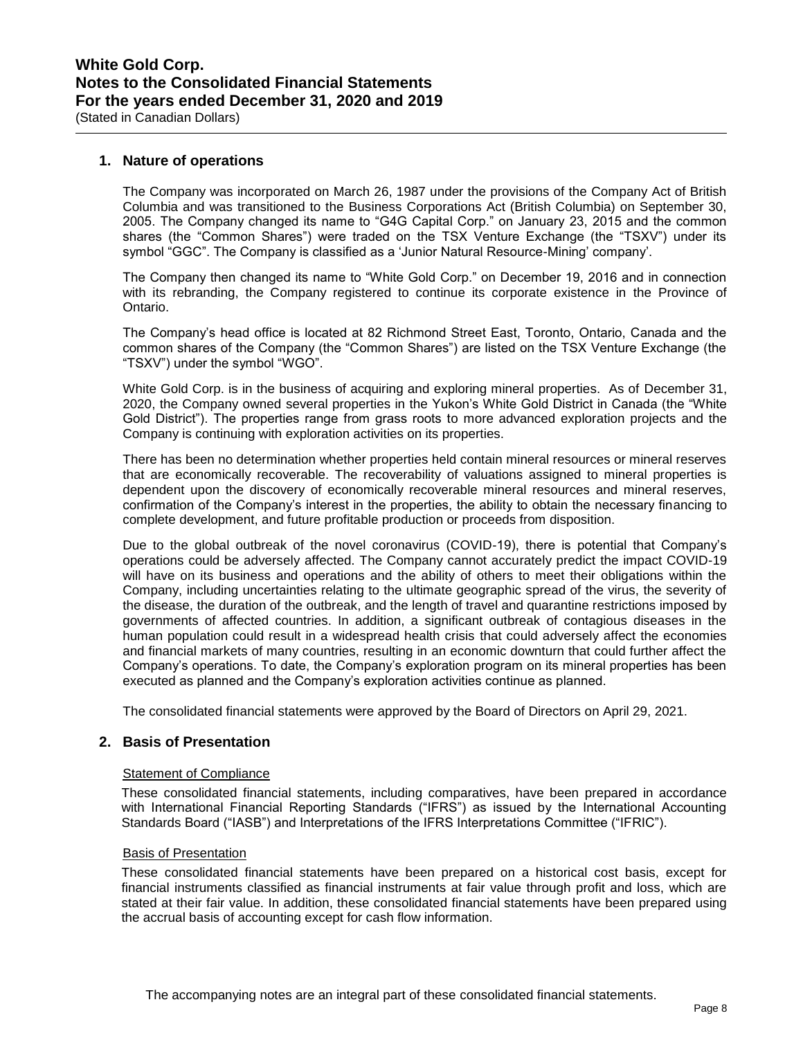## 1. Nature of operations

The Company was incorporated on March 26, 1987 under the provisions of the Company Act of British Columbia and was transitioned to the Business Corporations Act (British Columbia) on September 30, 2005. The Company changed its name to "G4G Capital Corp." on January 23, 2015 and the common shares (the "Common Shares") were traded on the TSX Venture Exchange (the "TSXV") under its symbol "GGC". The Company is classified as a 'Junior Natural Resource-Mining' company'.

The Company then changed its name to "White Gold Corp." on December 19, 2016 and in connection with its rebranding, the Company registered to continue its corporate existence in the Province of Ontario.

The Company's head office is located at 82 Richmond Street East, Toronto, Ontario, Canada and the common shares of the Company (the "Common Shares") are listed on the TSX Venture Exchange (the "TSXV") under the symbol "WGO".

White Gold Corp. is in the business of acquiring and exploring mineral properties. As of December 31, 2020, the Company owned several properties in the Yukon's White Gold District in Canada (the "White Gold District"). The properties range from grass roots to more advanced exploration projects and the Company is continuing with exploration activities on its properties.

There has been no determination whether properties held contain mineral resources or mineral reserves that are economically recoverable. The recoverability of valuations assigned to mineral properties is dependent upon the discovery of economically recoverable mineral resources and mineral reserves, confirmation of the Company's interest in the properties, the ability to obtain the necessary financing to complete development, and future profitable production or proceeds from disposition.

Due to the global outbreak of the novel coronavirus (COVID-19), there is potential that Company's operations could be adversely affected. The Company cannot accurately predict the impact COVID-19 will have on its business and operations and the ability of others to meet their obligations within the Company, including uncertainties relating to the ultimate geographic spread of the virus, the severity of the disease, the duration of the outbreak, and the length of travel and quarantine restrictions imposed by governments of affected countries. In addition, a significant outbreak of contagious diseases in the human population could result in a widespread health crisis that could adversely affect the economies and financial markets of many countries, resulting in an economic downturn that could further affect the Company's operations. To date, the Company's exploration program on its mineral properties has been executed as planned and the Company's exploration activities continue as planned.

The consolidated financial statements were approved by the Board of Directors on April 29, 2021.

## 2. Basis of Presentation

Statement of Compliance

These consolidated financial statements, including comparatives, have been prepared in accordance with International Financial Reporting Standards ("IFRS") as issued by the International Accounting Standards Board ("IASB") and Interpretations of the IFRS Interpretations Committee ("IFRIC").

Basis of Presentation

These consolidated financial statements have been prepared on a historical cost basis, except for financial instruments classified as financial instruments at fair value through profit and loss, which are stated at their fair value. In addition, these consolidated financial statements have been prepared using the accrual basis of accounting except for cash flow information.

The accompanying notes are an integral part of these consolidated financial statements.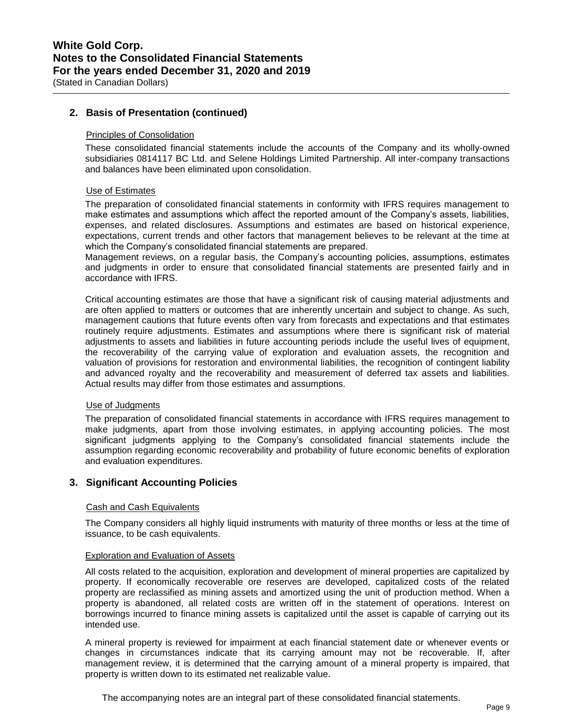## 2. Basis of Presentation (continued)

Principles of Consolidation

These consolidated financial statements include the accounts of the Company and its wholly-owned subsidiaries 0814117 BC Ltd. and Selene Holdings Limited Partnership. All inter-company transactions and balances have been eliminated upon consolidation.

Use of Estimates

The preparation of consolidated financial statements in conformity with IFRS requires management to make estimates and assumptions which affect the reported amount of the Company's assets, liabilities, expenses, and related disclosures. Assumptions and estimates are based on historical experience, expectations, current trends and other factors that management believes to be relevant at the time at which the Company's consolidated financial statements are prepared.
Management reviews, on a regular basis, the Company's accounting policies, assumptions, estimates and judgments in order to ensure that consolidated financial statements are presented fairly and in accordance with IFRS.

Critical accounting estimates are those that have a significant risk of causing material adjustments and are often applied to matters or outcomes that are inherently uncertain and subject to change. As such, management cautions that future events often vary from forecasts and expectations and that estimates routinely require adjustments. Estimates and assumptions where there is significant risk of material adjustments to assets and liabilities in future accounting periods include the useful lives of equipment, the recoverability of the carrying value of exploration and evaluation assets, the recognition and valuation of provisions for restoration and environmental liabilities, the recognition of contingent liability and advanced royalty and the recoverability and measurement of deferred tax assets and liabilities. Actual results may differ from those estimates and assumptions.

Use of Judgments

The preparation of consolidated financial statements in accordance with IFRS requires management to make judgments, apart from those involving estimates, in applying accounting policies. The most significant judgments applying to the Company's consolidated financial statements include the assumption regarding economic recoverability and probability of future economic benefits of exploration and evaluation expenditures.

## 3. Significant Accounting Policies

Cash and Cash Equivalents

The Company considers all highly liquid instruments with maturity of three months or less at the time of issuance, to be cash equivalents.

Exploration and Evaluation of Assets

All costs related to the acquisition, exploration and development of mineral properties are capitalized by property. If economically recoverable ore reserves are developed, capitalized costs of the related property are reclassified as mining assets and amortized using the unit of production method. When a property is abandoned, all related costs are written off in the statement of operations. Interest on borrowings incurred to finance mining assets is capitalized until the asset is capable of carrying out its intended use.

A mineral property is reviewed for impairment at each financial statement date or whenever events or changes in circumstances indicate that its carrying amount may not be recoverable. If, after management review, it is determined that the carrying amount of a mineral property is impaired, that property is written down to its estimated net realizable value.

The accompanying notes are an integral part of these consolidated financial statements.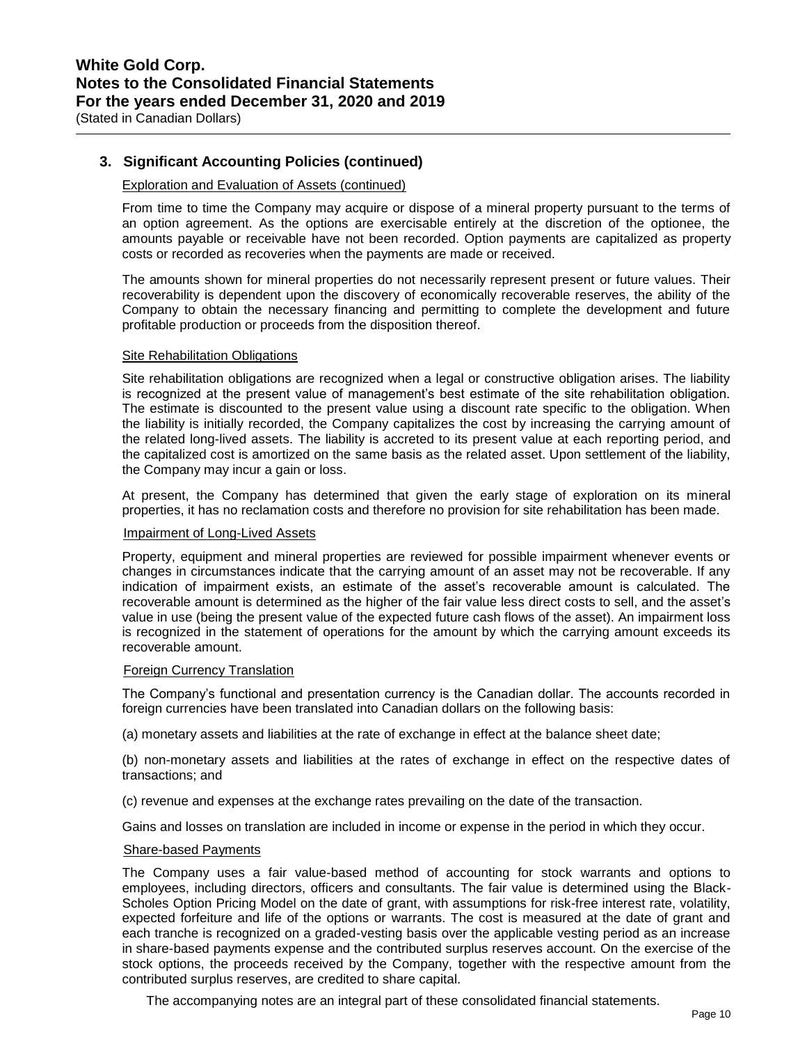## 3. Significant Accounting Policies (continued)

### Exploration and Evaluation of Assets (continued)

From time to time the Company may acquire or dispose of a mineral property pursuant to the terms of an option agreement. As the options are exercisable entirely at the discretion of the optionee, the amounts payable or receivable have not been recorded. Option payments are capitalized as property costs or recorded as recoveries when the payments are made or received.

The amounts shown for mineral properties do not necessarily represent present or future values. Their recoverability is dependent upon the discovery of economically recoverable reserves, the ability of the Company to obtain the necessary financing and permitting to complete the development and future profitable production or proceeds from the disposition thereof.

### Site Rehabilitation Obligations

Site rehabilitation obligations are recognized when a legal or constructive obligation arises. The liability is recognized at the present value of management's best estimate of the site rehabilitation obligation. The estimate is discounted to the present value using a discount rate specific to the obligation. When the liability is initially recorded, the Company capitalizes the cost by increasing the carrying amount of the related long-lived assets. The liability is accreted to its present value at each reporting period, and the capitalized cost is amortized on the same basis as the related asset. Upon settlement of the liability, the Company may incur a gain or loss.

At present, the Company has determined that given the early stage of exploration on its mineral properties, it has no reclamation costs and therefore no provision for site rehabilitation has been made.

### Impairment of Long-Lived Assets

Property, equipment and mineral properties are reviewed for possible impairment whenever events or changes in circumstances indicate that the carrying amount of an asset may not be recoverable. If any indication of impairment exists, an estimate of the asset's recoverable amount is calculated. The recoverable amount is determined as the higher of the fair value less direct costs to sell, and the asset's value in use (being the present value of the expected future cash flows of the asset). An impairment loss is recognized in the statement of operations for the amount by which the carrying amount exceeds its recoverable amount.

### Foreign Currency Translation

The Company's functional and presentation currency is the Canadian dollar. The accounts recorded in foreign currencies have been translated into Canadian dollars on the following basis:

(a) monetary assets and liabilities at the rate of exchange in effect at the balance sheet date;

(b) non-monetary assets and liabilities at the rates of exchange in effect on the respective dates of transactions; and

(c) revenue and expenses at the exchange rates prevailing on the date of the transaction.

Gains and losses on translation are included in income or expense in the period in which they occur.

### Share-based Payments

The Company uses a fair value-based method of accounting for stock warrants and options to employees, including directors, officers and consultants. The fair value is determined using the Black-Scholes Option Pricing Model on the date of grant, with assumptions for risk-free interest rate, volatility, expected forfeiture and life of the options or warrants. The cost is measured at the date of grant and each tranche is recognized on a graded-vesting basis over the applicable vesting period as an increase in share-based payments expense and the contributed surplus reserves account. On the exercise of the stock options, the proceeds received by the Company, together with the respective amount from the contributed surplus reserves, are credited to share capital.

The accompanying notes are an integral part of these consolidated financial statements.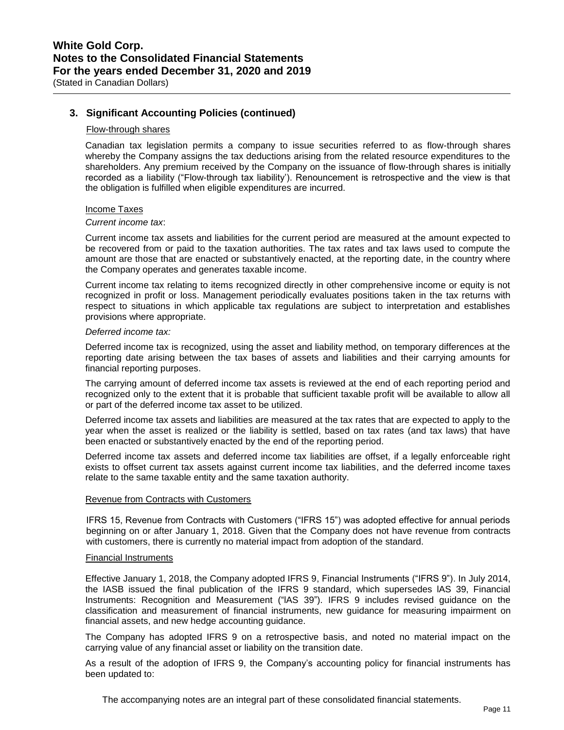## 3. Significant Accounting Policies (continued)

Flow-through shares

Canadian tax legislation permits a company to issue securities referred to as flow-through shares whereby the Company assigns the tax deductions arising from the related resource expenditures to the shareholders. Any premium received by the Company on the issuance of flow-through shares is initially recorded as a liability ("Flow-through tax liability'). Renouncement is retrospective and the view is that the obligation is fulfilled when eligible expenditures are incurred.

Income Taxes

*Current income tax*:

Current income tax assets and liabilities for the current period are measured at the amount expected to be recovered from or paid to the taxation authorities. The tax rates and tax laws used to compute the amount are those that are enacted or substantively enacted, at the reporting date, in the country where the Company operates and generates taxable income.

Current income tax relating to items recognized directly in other comprehensive income or equity is not recognized in profit or loss. Management periodically evaluates positions taken in the tax returns with respect to situations in which applicable tax regulations are subject to interpretation and establishes provisions where appropriate.

*Deferred income tax:*

Deferred income tax is recognized, using the asset and liability method, on temporary differences at the reporting date arising between the tax bases of assets and liabilities and their carrying amounts for financial reporting purposes.

The carrying amount of deferred income tax assets is reviewed at the end of each reporting period and recognized only to the extent that it is probable that sufficient taxable profit will be available to allow all or part of the deferred income tax asset to be utilized.

Deferred income tax assets and liabilities are measured at the tax rates that are expected to apply to the year when the asset is realized or the liability is settled, based on tax rates (and tax laws) that have been enacted or substantively enacted by the end of the reporting period.

Deferred income tax assets and deferred income tax liabilities are offset, if a legally enforceable right exists to offset current tax assets against current income tax liabilities, and the deferred income taxes relate to the same taxable entity and the same taxation authority.

Revenue from Contracts with Customers

IFRS 15, Revenue from Contracts with Customers ("IFRS 15") was adopted effective for annual periods beginning on or after January 1, 2018. Given that the Company does not have revenue from contracts with customers, there is currently no material impact from adoption of the standard.

Financial Instruments

Effective January 1, 2018, the Company adopted IFRS 9, Financial Instruments ("IFRS 9"). In July 2014, the IASB issued the final publication of the IFRS 9 standard, which supersedes IAS 39, Financial Instruments: Recognition and Measurement ("IAS 39"). IFRS 9 includes revised guidance on the classification and measurement of financial instruments, new guidance for measuring impairment on financial assets, and new hedge accounting guidance.

The Company has adopted IFRS 9 on a retrospective basis, and noted no material impact on the carrying value of any financial asset or liability on the transition date.

As a result of the adoption of IFRS 9, the Company's accounting policy for financial instruments has been updated to:

The accompanying notes are an integral part of these consolidated financial statements.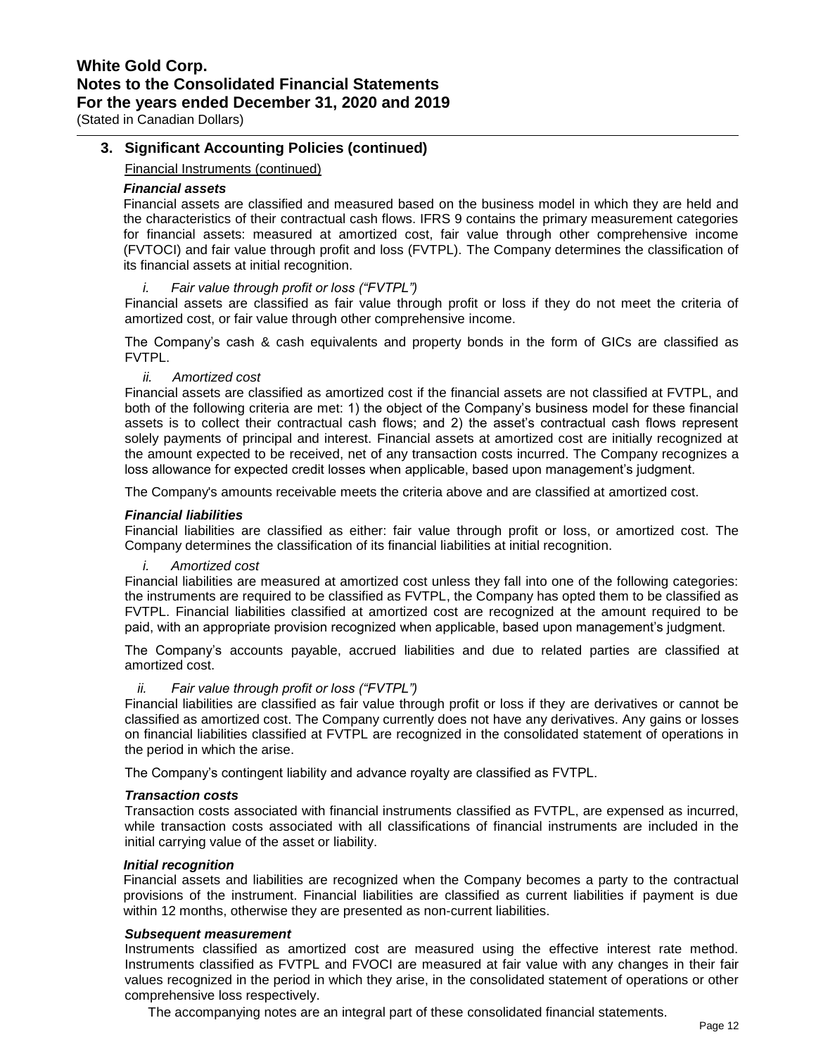## 3. Significant Accounting Policies (continued)

Financial Instruments (continued)

***Financial assets***

Financial assets are classified and measured based on the business model in which they are held and the characteristics of their contractual cash flows. IFRS 9 contains the primary measurement categories for financial assets: measured at amortized cost, fair value through other comprehensive income (FVTOCI) and fair value through profit and loss (FVTPL). The Company determines the classification of its financial assets at initial recognition.

*i. Fair value through profit or loss ("FVTPL")*

Financial assets are classified as fair value through profit or loss if they do not meet the criteria of amortized cost, or fair value through other comprehensive income.

The Company's cash & cash equivalents and property bonds in the form of GICs are classified as FVTPL.

*ii. Amortized cost*

Financial assets are classified as amortized cost if the financial assets are not classified at FVTPL, and both of the following criteria are met: 1) the object of the Company's business model for these financial assets is to collect their contractual cash flows; and 2) the asset's contractual cash flows represent solely payments of principal and interest. Financial assets at amortized cost are initially recognized at the amount expected to be received, net of any transaction costs incurred. The Company recognizes a loss allowance for expected credit losses when applicable, based upon management's judgment.

The Company's amounts receivable meets the criteria above and are classified at amortized cost.

***Financial liabilities***

Financial liabilities are classified as either: fair value through profit or loss, or amortized cost. The Company determines the classification of its financial liabilities at initial recognition.

*i. Amortized cost*

Financial liabilities are measured at amortized cost unless they fall into one of the following categories: the instruments are required to be classified as FVTPL, the Company has opted them to be classified as FVTPL. Financial liabilities classified at amortized cost are recognized at the amount required to be paid, with an appropriate provision recognized when applicable, based upon management's judgment.

The Company's accounts payable, accrued liabilities and due to related parties are classified at amortized cost.

*ii. Fair value through profit or loss ("FVTPL")*

Financial liabilities are classified as fair value through profit or loss if they are derivatives or cannot be classified as amortized cost. The Company currently does not have any derivatives. Any gains or losses on financial liabilities classified at FVTPL are recognized in the consolidated statement of operations in the period in which the arise.

The Company's contingent liability and advance royalty are classified as FVTPL.

***Transaction costs***

Transaction costs associated with financial instruments classified as FVTPL, are expensed as incurred, while transaction costs associated with all classifications of financial instruments are included in the initial carrying value of the asset or liability.

***Initial recognition***

Financial assets and liabilities are recognized when the Company becomes a party to the contractual provisions of the instrument. Financial liabilities are classified as current liabilities if payment is due within 12 months, otherwise they are presented as non-current liabilities.

***Subsequent measurement***

Instruments classified as amortized cost are measured using the effective interest rate method. Instruments classified as FVTPL and FVOCI are measured at fair value with any changes in their fair values recognized in the period in which they arise, in the consolidated statement of operations or other comprehensive loss respectively.

The accompanying notes are an integral part of these consolidated financial statements.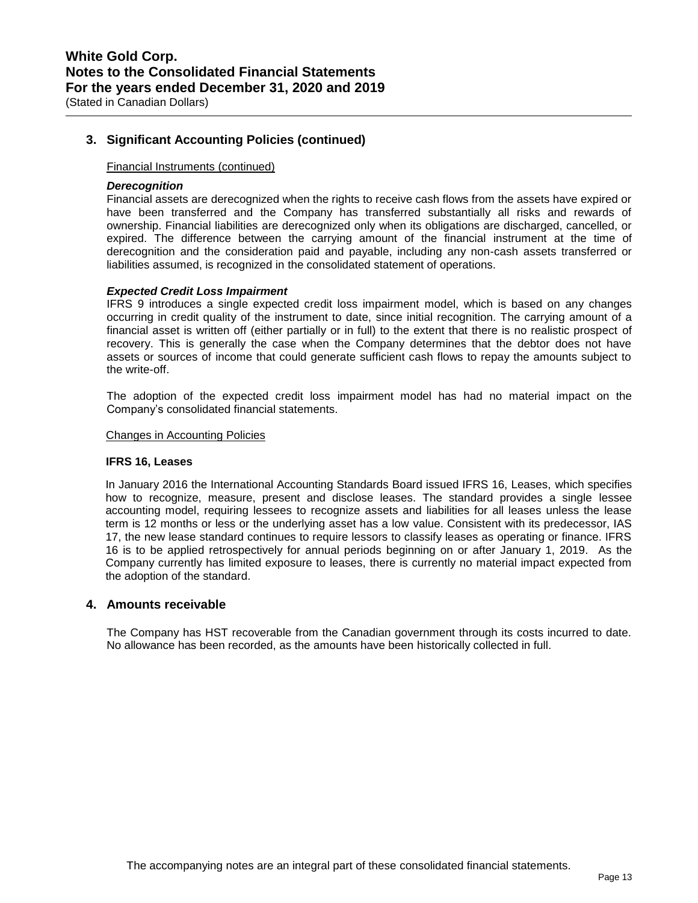## 3. Significant Accounting Policies (continued)

Financial Instruments (continued)

***Derecognition***

Financial assets are derecognized when the rights to receive cash flows from the assets have expired or have been transferred and the Company has transferred substantially all risks and rewards of ownership. Financial liabilities are derecognized only when its obligations are discharged, cancelled, or expired. The difference between the carrying amount of the financial instrument at the time of derecognition and the consideration paid and payable, including any non-cash assets transferred or liabilities assumed, is recognized in the consolidated statement of operations.

***Expected Credit Loss Impairment***

IFRS 9 introduces a single expected credit loss impairment model, which is based on any changes occurring in credit quality of the instrument to date, since initial recognition. The carrying amount of a financial asset is written off (either partially or in full) to the extent that there is no realistic prospect of recovery. This is generally the case when the Company determines that the debtor does not have assets or sources of income that could generate sufficient cash flows to repay the amounts subject to the write-off.

The adoption of the expected credit loss impairment model has had no material impact on the Company's consolidated financial statements.

Changes in Accounting Policies

**IFRS 16, Leases**

In January 2016 the International Accounting Standards Board issued IFRS 16, Leases, which specifies how to recognize, measure, present and disclose leases. The standard provides a single lessee accounting model, requiring lessees to recognize assets and liabilities for all leases unless the lease term is 12 months or less or the underlying asset has a low value. Consistent with its predecessor, IAS 17, the new lease standard continues to require lessors to classify leases as operating or finance. IFRS 16 is to be applied retrospectively for annual periods beginning on or after January 1, 2019. As the Company currently has limited exposure to leases, there is currently no material impact expected from the adoption of the standard.

## 4. Amounts receivable

The Company has HST recoverable from the Canadian government through its costs incurred to date. No allowance has been recorded, as the amounts have been historically collected in full.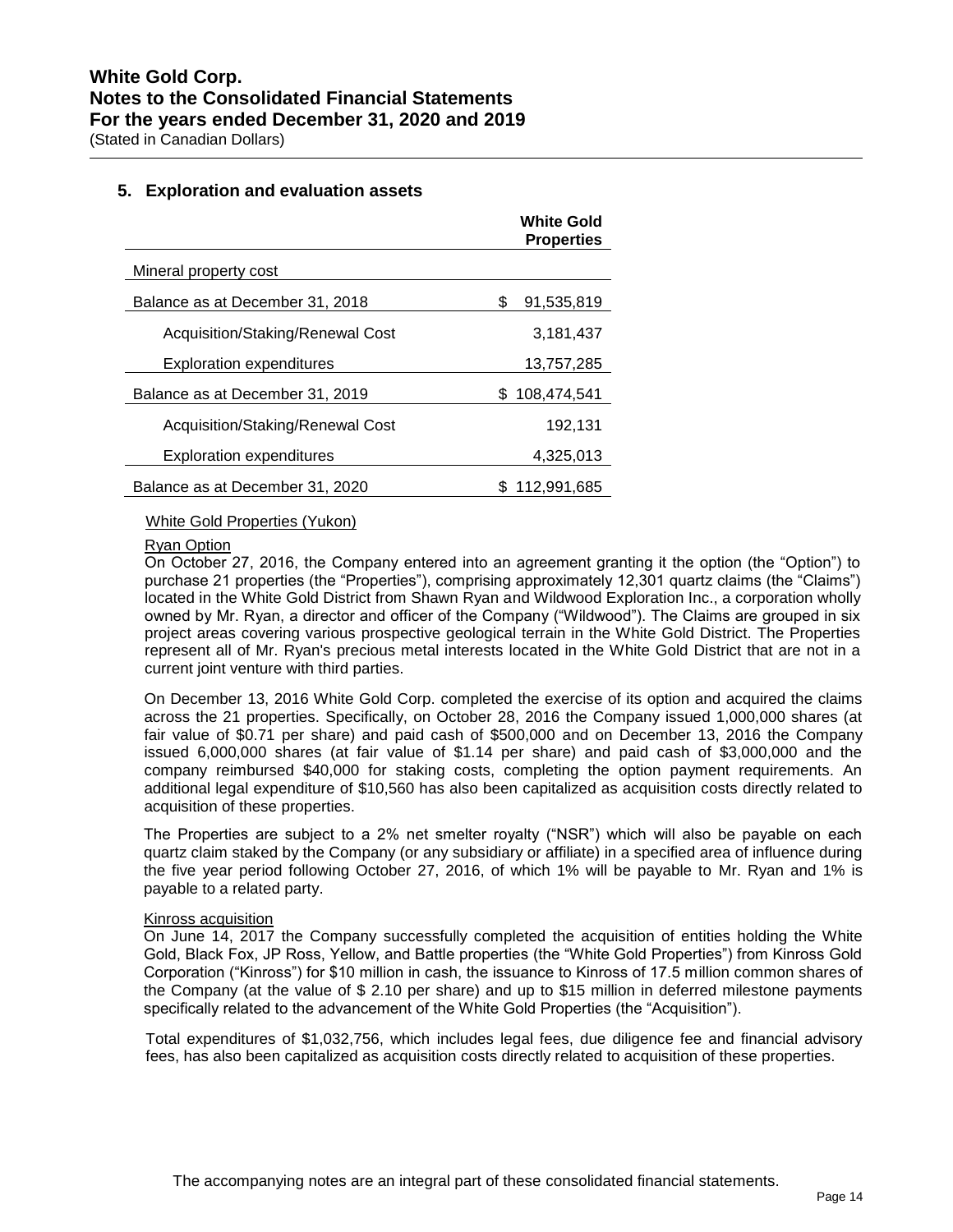## 5. Exploration and evaluation assets

| | White Gold Properties |
|---|---|
| Mineral property cost | |
| Balance as at December 31, 2018 | $ 91,535,819 |
| Acquisition/Staking/Renewal Cost | 3,181,437 |
| Exploration expenditures | 13,757,285 |
| Balance as at December 31, 2019 | $ 108,474,541 |
| Acquisition/Staking/Renewal Cost | 192,131 |
| Exploration expenditures | 4,325,013 |
| Balance as at December 31, 2020 | $ 112,991,685 |

White Gold Properties (Yukon)

Ryan Option

On October 27, 2016, the Company entered into an agreement granting it the option (the "Option") to purchase 21 properties (the "Properties"), comprising approximately 12,301 quartz claims (the "Claims") located in the White Gold District from Shawn Ryan and Wildwood Exploration Inc., a corporation wholly owned by Mr. Ryan, a director and officer of the Company ("Wildwood"). The Claims are grouped in six project areas covering various prospective geological terrain in the White Gold District. The Properties represent all of Mr. Ryan's precious metal interests located in the White Gold District that are not in a current joint venture with third parties.

On December 13, 2016 White Gold Corp. completed the exercise of its option and acquired the claims across the 21 properties. Specifically, on October 28, 2016 the Company issued 1,000,000 shares (at fair value of $0.71 per share) and paid cash of $500,000 and on December 13, 2016 the Company issued 6,000,000 shares (at fair value of $1.14 per share) and paid cash of $3,000,000 and the company reimbursed $40,000 for staking costs, completing the option payment requirements. An additional legal expenditure of $10,560 has also been capitalized as acquisition costs directly related to acquisition of these properties.

The Properties are subject to a 2% net smelter royalty ("NSR") which will also be payable on each quartz claim staked by the Company (or any subsidiary or affiliate) in a specified area of influence during the five year period following October 27, 2016, of which 1% will be payable to Mr. Ryan and 1% is payable to a related party.

Kinross acquisition

On June 14, 2017 the Company successfully completed the acquisition of entities holding the White Gold, Black Fox, JP Ross, Yellow, and Battle properties (the "White Gold Properties") from Kinross Gold Corporation ("Kinross") for $10 million in cash, the issuance to Kinross of 17.5 million common shares of the Company (at the value of $ 2.10 per share) and up to $15 million in deferred milestone payments specifically related to the advancement of the White Gold Properties (the "Acquisition").

Total expenditures of $1,032,756, which includes legal fees, due diligence fee and financial advisory fees, has also been capitalized as acquisition costs directly related to acquisition of these properties.

The accompanying notes are an integral part of these consolidated financial statements.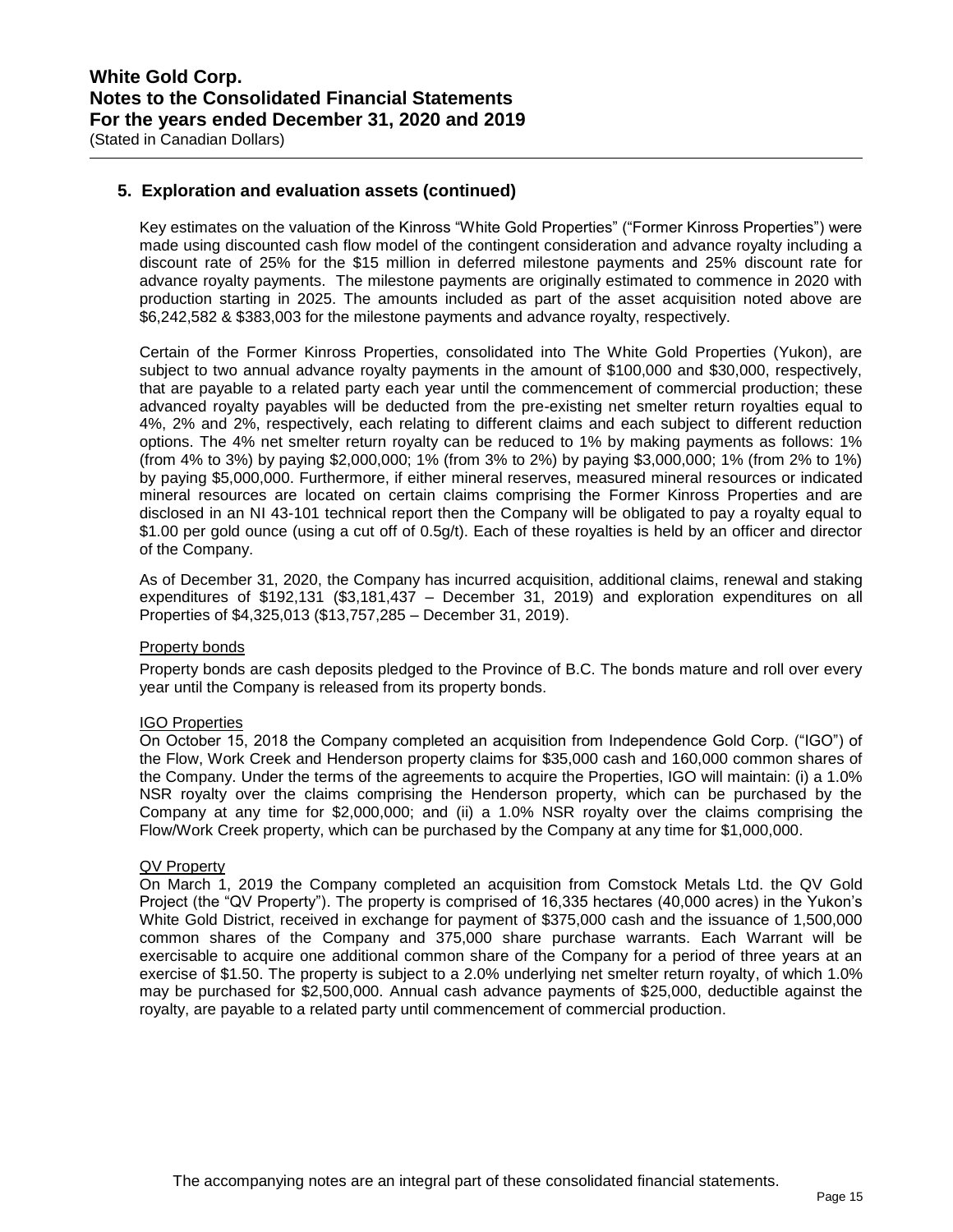## 5. Exploration and evaluation assets (continued)

Key estimates on the valuation of the Kinross "White Gold Properties" ("Former Kinross Properties") were made using discounted cash flow model of the contingent consideration and advance royalty including a discount rate of 25% for the $15 million in deferred milestone payments and 25% discount rate for advance royalty payments. The milestone payments are originally estimated to commence in 2020 with production starting in 2025. The amounts included as part of the asset acquisition noted above are $6,242,582 & $383,003 for the milestone payments and advance royalty, respectively.

Certain of the Former Kinross Properties, consolidated into The White Gold Properties (Yukon), are subject to two annual advance royalty payments in the amount of $100,000 and $30,000, respectively, that are payable to a related party each year until the commencement of commercial production; these advanced royalty payables will be deducted from the pre-existing net smelter return royalties equal to 4%, 2% and 2%, respectively, each relating to different claims and each subject to different reduction options. The 4% net smelter return royalty can be reduced to 1% by making payments as follows: 1% (from 4% to 3%) by paying $2,000,000; 1% (from 3% to 2%) by paying $3,000,000; 1% (from 2% to 1%) by paying $5,000,000. Furthermore, if either mineral reserves, measured mineral resources or indicated mineral resources are located on certain claims comprising the Former Kinross Properties and are disclosed in an NI 43-101 technical report then the Company will be obligated to pay a royalty equal to $1.00 per gold ounce (using a cut off of 0.5g/t). Each of these royalties is held by an officer and director of the Company.

As of December 31, 2020, the Company has incurred acquisition, additional claims, renewal and staking expenditures of $192,131 ($3,181,437 – December 31, 2019) and exploration expenditures on all Properties of $4,325,013 ($13,757,285 – December 31, 2019).

### Property bonds

Property bonds are cash deposits pledged to the Province of B.C. The bonds mature and roll over every year until the Company is released from its property bonds.

### IGO Properties

On October 15, 2018 the Company completed an acquisition from Independence Gold Corp. ("IGO") of the Flow, Work Creek and Henderson property claims for $35,000 cash and 160,000 common shares of the Company. Under the terms of the agreements to acquire the Properties, IGO will maintain: (i) a 1.0% NSR royalty over the claims comprising the Henderson property, which can be purchased by the Company at any time for $2,000,000; and (ii) a 1.0% NSR royalty over the claims comprising the Flow/Work Creek property, which can be purchased by the Company at any time for $1,000,000.

### QV Property

On March 1, 2019 the Company completed an acquisition from Comstock Metals Ltd. the QV Gold Project (the "QV Property"). The property is comprised of 16,335 hectares (40,000 acres) in the Yukon's White Gold District, received in exchange for payment of $375,000 cash and the issuance of 1,500,000 common shares of the Company and 375,000 share purchase warrants. Each Warrant will be exercisable to acquire one additional common share of the Company for a period of three years at an exercise of $1.50. The property is subject to a 2.0% underlying net smelter return royalty, of which 1.0% may be purchased for $2,500,000. Annual cash advance payments of $25,000, deductible against the royalty, are payable to a related party until commencement of commercial production.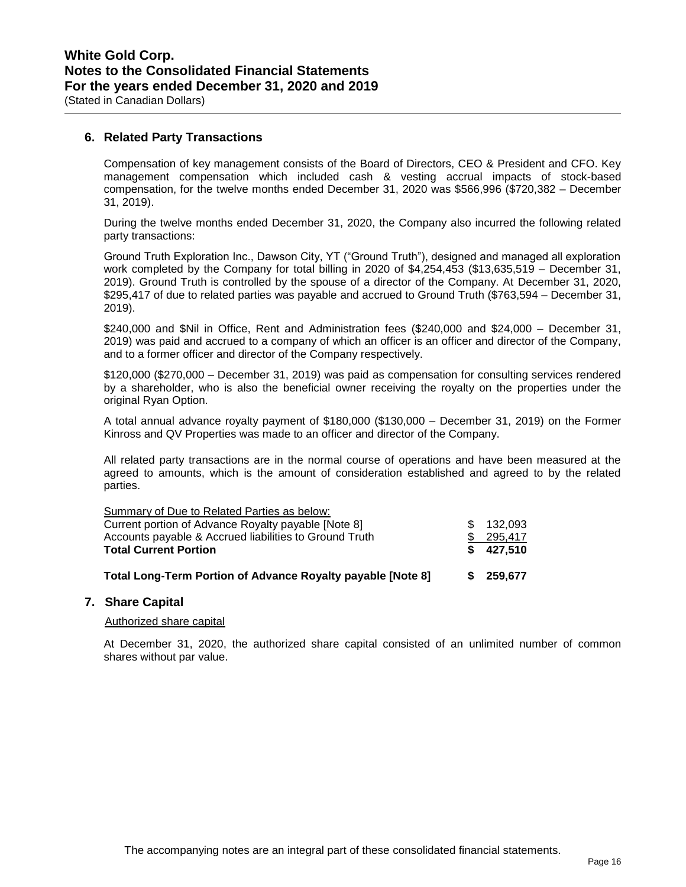## 6. Related Party Transactions

Compensation of key management consists of the Board of Directors, CEO & President and CFO. Key management compensation which included cash & vesting accrual impacts of stock-based compensation, for the twelve months ended December 31, 2020 was $566,996 ($720,382 – December 31, 2019).

During the twelve months ended December 31, 2020, the Company also incurred the following related party transactions:

Ground Truth Exploration Inc., Dawson City, YT ("Ground Truth"), designed and managed all exploration work completed by the Company for total billing in 2020 of $4,254,453 ($13,635,519 – December 31, 2019). Ground Truth is controlled by the spouse of a director of the Company. At December 31, 2020, $295,417 of due to related parties was payable and accrued to Ground Truth ($763,594 – December 31, 2019).

$240,000 and $Nil in Office, Rent and Administration fees ($240,000 and $24,000 – December 31, 2019) was paid and accrued to a company of which an officer is an officer and director of the Company, and to a former officer and director of the Company respectively.

$120,000 ($270,000 – December 31, 2019) was paid as compensation for consulting services rendered by a shareholder, who is also the beneficial owner receiving the royalty on the properties under the original Ryan Option.

A total annual advance royalty payment of $180,000 ($130,000 – December 31, 2019) on the Former Kinross and QV Properties was made to an officer and director of the Company.

All related party transactions are in the normal course of operations and have been measured at the agreed to amounts, which is the amount of consideration established and agreed to by the related parties.

| Summary of Due to Related Parties as below: | |
|---|---|
| Current portion of Advance Royalty payable [Note 8] | $ 132,093 |
| Accounts payable & Accrued liabilities to Ground Truth | $ 295,417 |
| **Total Current Portion** | **$ 427,510** |
| **Total Long-Term Portion of Advance Royalty payable [Note 8]** | **$ 259,677** |

## 7. Share Capital

Authorized share capital

At December 31, 2020, the authorized share capital consisted of an unlimited number of common shares without par value.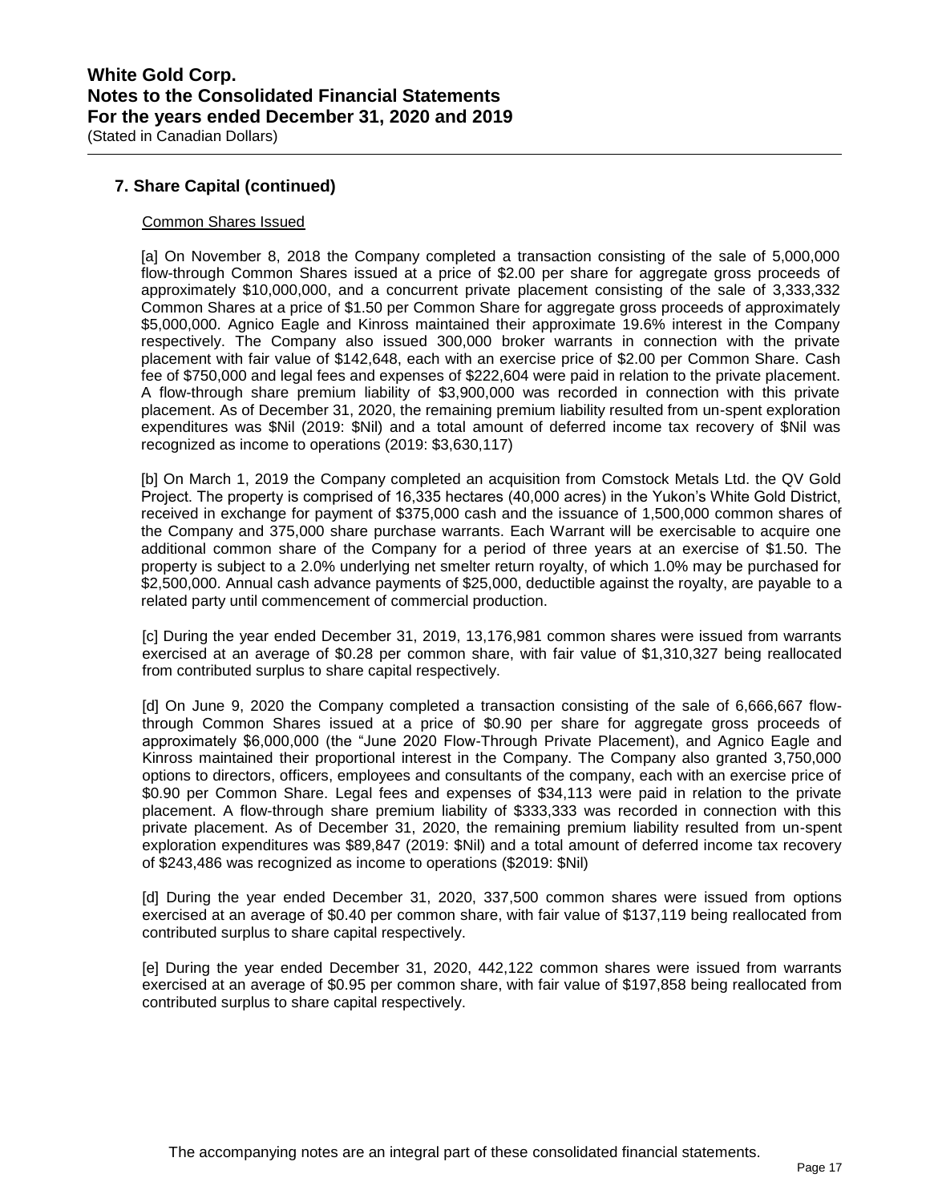## 7. Share Capital (continued)

Common Shares Issued

[a] On November 8, 2018 the Company completed a transaction consisting of the sale of 5,000,000 flow-through Common Shares issued at a price of $2.00 per share for aggregate gross proceeds of approximately $10,000,000, and a concurrent private placement consisting of the sale of 3,333,332 Common Shares at a price of $1.50 per Common Share for aggregate gross proceeds of approximately $5,000,000. Agnico Eagle and Kinross maintained their approximate 19.6% interest in the Company respectively. The Company also issued 300,000 broker warrants in connection with the private placement with fair value of $142,648, each with an exercise price of $2.00 per Common Share. Cash fee of $750,000 and legal fees and expenses of $222,604 were paid in relation to the private placement. A flow-through share premium liability of $3,900,000 was recorded in connection with this private placement. As of December 31, 2020, the remaining premium liability resulted from un-spent exploration expenditures was $Nil (2019: $Nil) and a total amount of deferred income tax recovery of $Nil was recognized as income to operations (2019: $3,630,117)

[b] On March 1, 2019 the Company completed an acquisition from Comstock Metals Ltd. the QV Gold Project. The property is comprised of 16,335 hectares (40,000 acres) in the Yukon's White Gold District, received in exchange for payment of $375,000 cash and the issuance of 1,500,000 common shares of the Company and 375,000 share purchase warrants. Each Warrant will be exercisable to acquire one additional common share of the Company for a period of three years at an exercise of $1.50. The property is subject to a 2.0% underlying net smelter return royalty, of which 1.0% may be purchased for $2,500,000. Annual cash advance payments of $25,000, deductible against the royalty, are payable to a related party until commencement of commercial production.

[c] During the year ended December 31, 2019, 13,176,981 common shares were issued from warrants exercised at an average of $0.28 per common share, with fair value of $1,310,327 being reallocated from contributed surplus to share capital respectively.

[d] On June 9, 2020 the Company completed a transaction consisting of the sale of 6,666,667 flow-through Common Shares issued at a price of $0.90 per share for aggregate gross proceeds of approximately $6,000,000 (the "June 2020 Flow-Through Private Placement), and Agnico Eagle and Kinross maintained their proportional interest in the Company. The Company also granted 3,750,000 options to directors, officers, employees and consultants of the company, each with an exercise price of $0.90 per Common Share. Legal fees and expenses of $34,113 were paid in relation to the private placement. A flow-through share premium liability of $333,333 was recorded in connection with this private placement. As of December 31, 2020, the remaining premium liability resulted from un-spent exploration expenditures was $89,847 (2019: $Nil) and a total amount of deferred income tax recovery of $243,486 was recognized as income to operations ($2019: $Nil)

[d] During the year ended December 31, 2020, 337,500 common shares were issued from options exercised at an average of $0.40 per common share, with fair value of $137,119 being reallocated from contributed surplus to share capital respectively.

[e] During the year ended December 31, 2020, 442,122 common shares were issued from warrants exercised at an average of $0.95 per common share, with fair value of $197,858 being reallocated from contributed surplus to share capital respectively.

The accompanying notes are an integral part of these consolidated financial statements.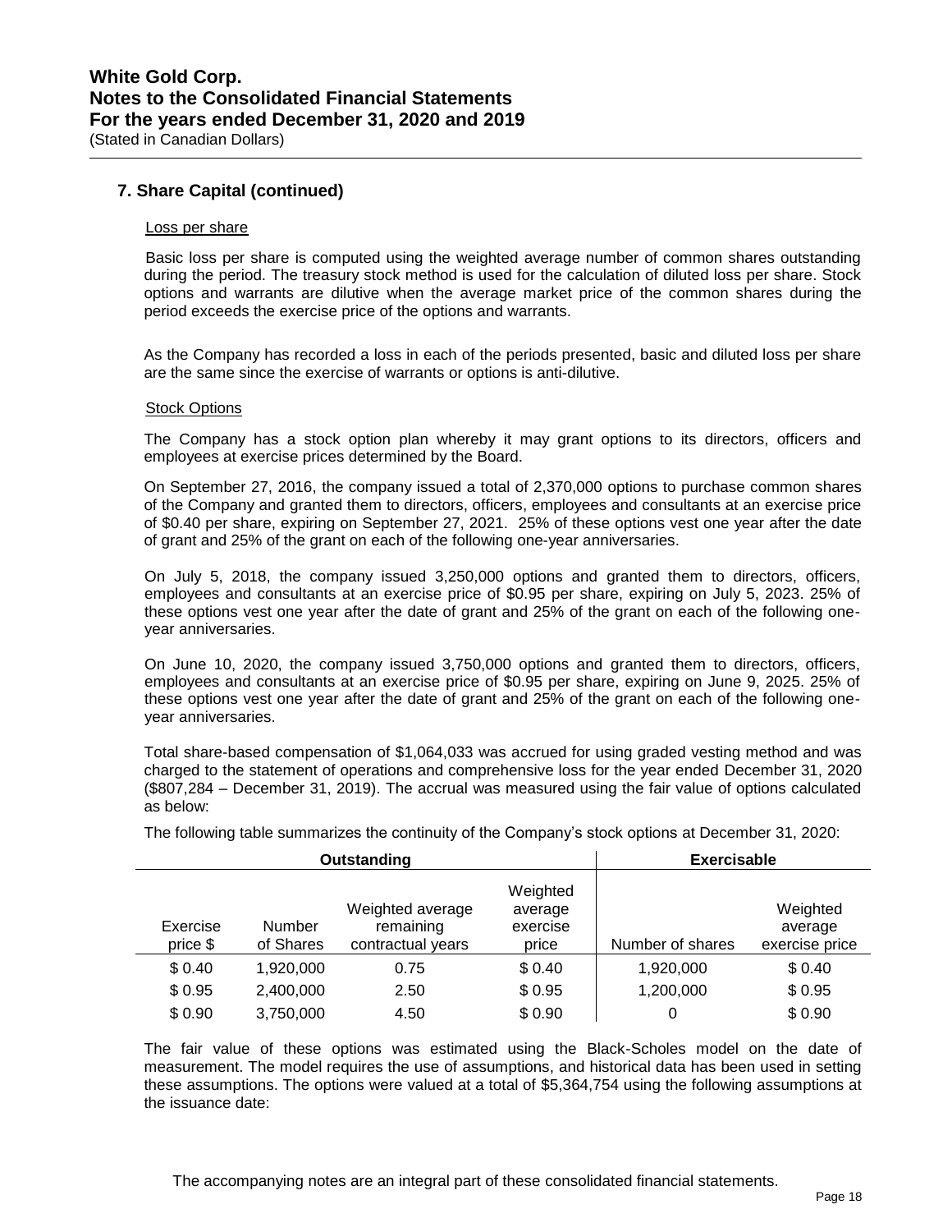## 7. Share Capital (continued)

Loss per share

Basic loss per share is computed using the weighted average number of common shares outstanding during the period. The treasury stock method is used for the calculation of diluted loss per share. Stock options and warrants are dilutive when the average market price of the common shares during the period exceeds the exercise price of the options and warrants.

As the Company has recorded a loss in each of the periods presented, basic and diluted loss per share are the same since the exercise of warrants or options is anti-dilutive.

Stock Options

The Company has a stock option plan whereby it may grant options to its directors, officers and employees at exercise prices determined by the Board.

On September 27, 2016, the company issued a total of 2,370,000 options to purchase common shares of the Company and granted them to directors, officers, employees and consultants at an exercise price of $0.40 per share, expiring on September 27, 2021. 25% of these options vest one year after the date of grant and 25% of the grant on each of the following one-year anniversaries.

On July 5, 2018, the company issued 3,250,000 options and granted them to directors, officers, employees and consultants at an exercise price of $0.95 per share, expiring on July 5, 2023. 25% of these options vest one year after the date of grant and 25% of the grant on each of the following one-year anniversaries.

On June 10, 2020, the company issued 3,750,000 options and granted them to directors, officers, employees and consultants at an exercise price of $0.95 per share, expiring on June 9, 2025. 25% of these options vest one year after the date of grant and 25% of the grant on each of the following one-year anniversaries.

Total share-based compensation of $1,064,033 was accrued for using graded vesting method and was charged to the statement of operations and comprehensive loss for the year ended December 31, 2020 ($807,284 – December 31, 2019). The accrual was measured using the fair value of options calculated as below:

The following table summarizes the continuity of the Company's stock options at December 31, 2020:

| Outstanding | | | | Exercisable | |
|---|---|---|---|---|---|
| Exercise price $ | Number of Shares | Weighted average remaining contractual years | Weighted average exercise price | Number of shares | Weighted average exercise price |
| $ 0.40 | 1,920,000 | 0.75 | $ 0.40 | 1,920,000 | $ 0.40 |
| $ 0.95 | 2,400,000 | 2.50 | $ 0.95 | 1,200,000 | $ 0.95 |
| $ 0.90 | 3,750,000 | 4.50 | $ 0.90 | 0 | $ 0.90 |

The fair value of these options was estimated using the Black-Scholes model on the date of measurement. The model requires the use of assumptions, and historical data has been used in setting these assumptions. The options were valued at a total of $5,364,754 using the following assumptions at the issuance date:

The accompanying notes are an integral part of these consolidated financial statements.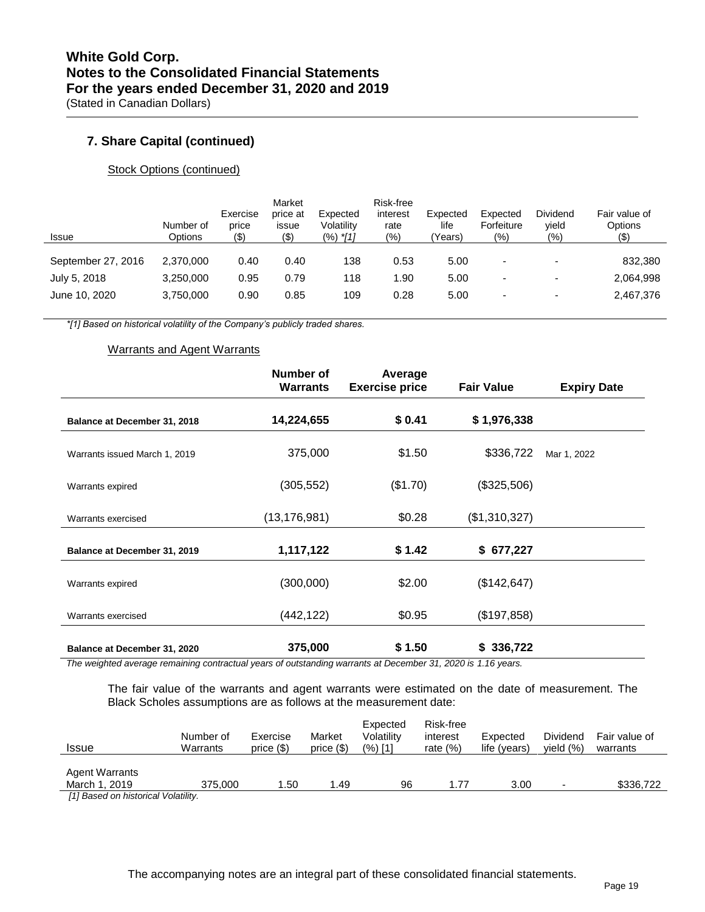## 7. Share Capital (continued)

Stock Options (continued)

| Issue | Number of Options | Exercise price ($) | Market price at issue ($) | Expected Volatility (%) *[1] | Risk-free interest rate (%) | Expected life (Years) | Expected Forfeiture (%) | Dividend yield (%) | Fair value of Options ($) |
|---|---|---|---|---|---|---|---|---|---|
| September 27, 2016 | 2,370,000 | 0.40 | 0.40 | 138 | 0.53 | 5.00 | - | - | 832,380 |
| July 5, 2018 | 3,250,000 | 0.95 | 0.79 | 118 | 1.90 | 5.00 | - | - | 2,064,998 |
| June 10, 2020 | 3,750,000 | 0.90 | 0.85 | 109 | 0.28 | 5.00 | - | - | 2,467,376 |

*\*[1] Based on historical volatility of the Company's publicly traded shares.*

Warrants and Agent Warrants

| | Number of Warrants | Average Exercise price | Fair Value | Expiry Date |
|---|---|---|---|---|
| **Balance at December 31, 2018** | **14,224,655** | **$ 0.41** | **$ 1,976,338** | |
| Warrants issued March 1, 2019 | 375,000 | $1.50 | $336,722 | Mar 1, 2022 |
| Warrants expired | (305,552) | ($1.70) | ($325,506) | |
| Warrants exercised | (13,176,981) | $0.28 | ($1,310,327) | |
| **Balance at December 31, 2019** | **1,117,122** | **$ 1.42** | **$ 677,227** | |
| Warrants expired | (300,000) | $2.00 | ($142,647) | |
| Warrants exercised | (442,122) | $0.95 | ($197,858) | |
| **Balance at December 31, 2020** | **375,000** | **$ 1.50** | **$ 336,722** | |

*The weighted average remaining contractual years of outstanding warrants at December 31, 2020 is 1.16 years.*

The fair value of the warrants and agent warrants were estimated on the date of measurement. The Black Scholes assumptions are as follows at the measurement date:

| Issue | Number of Warrants | Exercise price ($) | Market price ($) | Expected Volatility (%) [1] | Risk-free interest rate (%) | Expected life (years) | Dividend yield (%) | Fair value of warrants |
|---|---|---|---|---|---|---|---|---|
| Agent Warrants March 1, 2019 | 375,000 | 1.50 | 1.49 | 96 | 1.77 | 3.00 | - | $336,722 |

*[1] Based on historical Volatility.*

The accompanying notes are an integral part of these consolidated financial statements.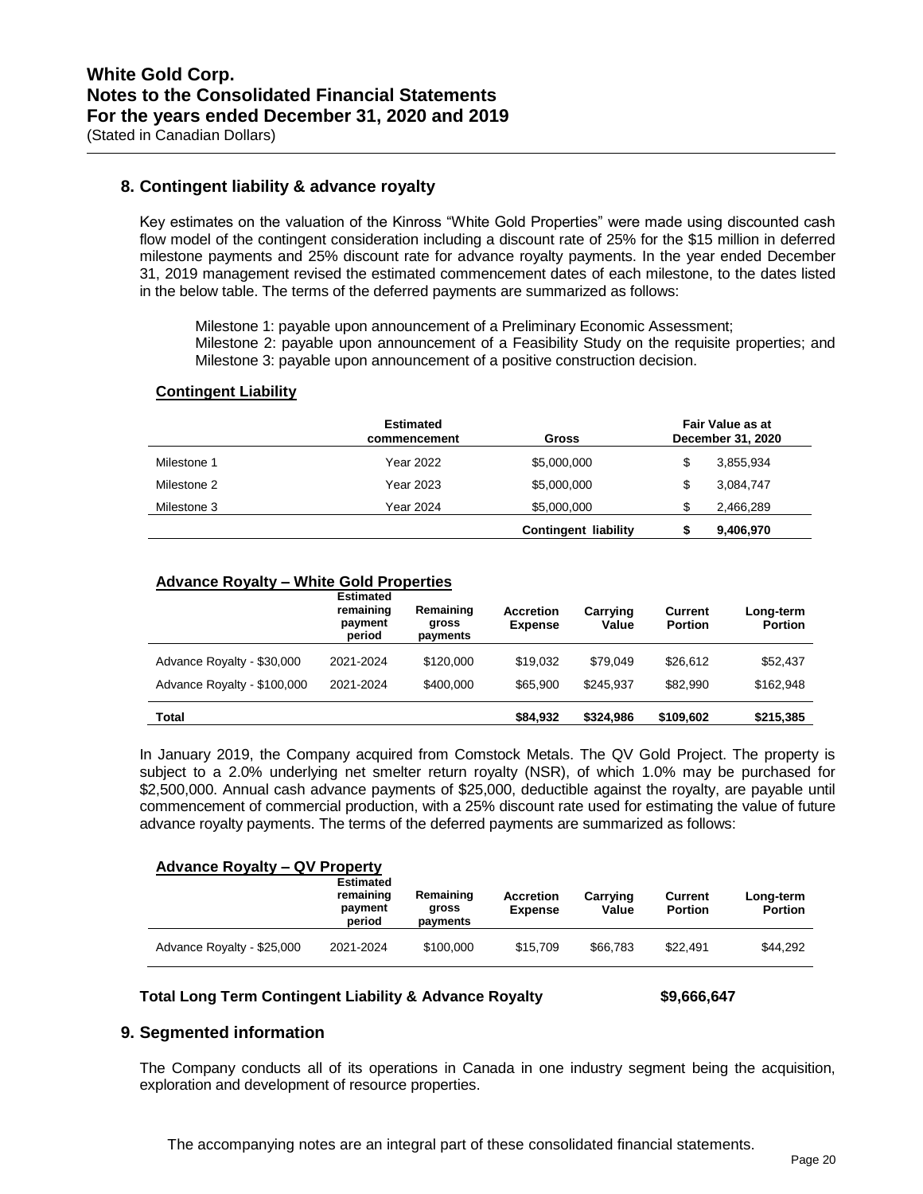## 8. Contingent liability & advance royalty

Key estimates on the valuation of the Kinross "White Gold Properties" were made using discounted cash flow model of the contingent consideration including a discount rate of 25% for the $15 million in deferred milestone payments and 25% discount rate for advance royalty payments. In the year ended December 31, 2019 management revised the estimated commencement dates of each milestone, to the dates listed in the below table. The terms of the deferred payments are summarized as follows:

Milestone 1: payable upon announcement of a Preliminary Economic Assessment;
Milestone 2: payable upon announcement of a Feasibility Study on the requisite properties; and
Milestone 3: payable upon announcement of a positive construction decision.

**Contingent Liability**

| | Estimated commencement | Gross | Fair Value as at December 31, 2020 |
|---|---|---|---|
| Milestone 1 | Year 2022 | $5,000,000 | $ 3,855,934 |
| Milestone 2 | Year 2023 | $5,000,000 | $ 3,084,747 |
| Milestone 3 | Year 2024 | $5,000,000 | $ 2,466,289 |
| | | **Contingent liability** | **$ 9,406,970** |

**Advance Royalty – White Gold Properties**

| | Estimated remaining payment period | Remaining gross payments | Accretion Expense | Carrying Value | Current Portion | Long-term Portion |
|---|---|---|---|---|---|---|
| Advance Royalty - $30,000 | 2021-2024 | $120,000 | $19,032 | $79,049 | $26,612 | $52,437 |
| Advance Royalty - $100,000 | 2021-2024 | $400,000 | $65,900 | $245,937 | $82,990 | $162,948 |
| **Total** | | | **$84,932** | **$324,986** | **$109,602** | **$215,385** |

In January 2019, the Company acquired from Comstock Metals. The QV Gold Project. The property is subject to a 2.0% underlying net smelter return royalty (NSR), of which 1.0% may be purchased for $2,500,000. Annual cash advance payments of $25,000, deductible against the royalty, are payable until commencement of commercial production, with a 25% discount rate used for estimating the value of future advance royalty payments. The terms of the deferred payments are summarized as follows:

**Advance Royalty – QV Property**

| | Estimated remaining payment period | Remaining gross payments | Accretion Expense | Carrying Value | Current Portion | Long-term Portion |
|---|---|---|---|---|---|---|
| Advance Royalty - $25,000 | 2021-2024 | $100,000 | $15,709 | $66,783 | $22,491 | $44,292 |

**Total Long Term Contingent Liability & Advance Royalty** **$9,666,647**

## 9. Segmented information

The Company conducts all of its operations in Canada in one industry segment being the acquisition, exploration and development of resource properties.

The accompanying notes are an integral part of these consolidated financial statements.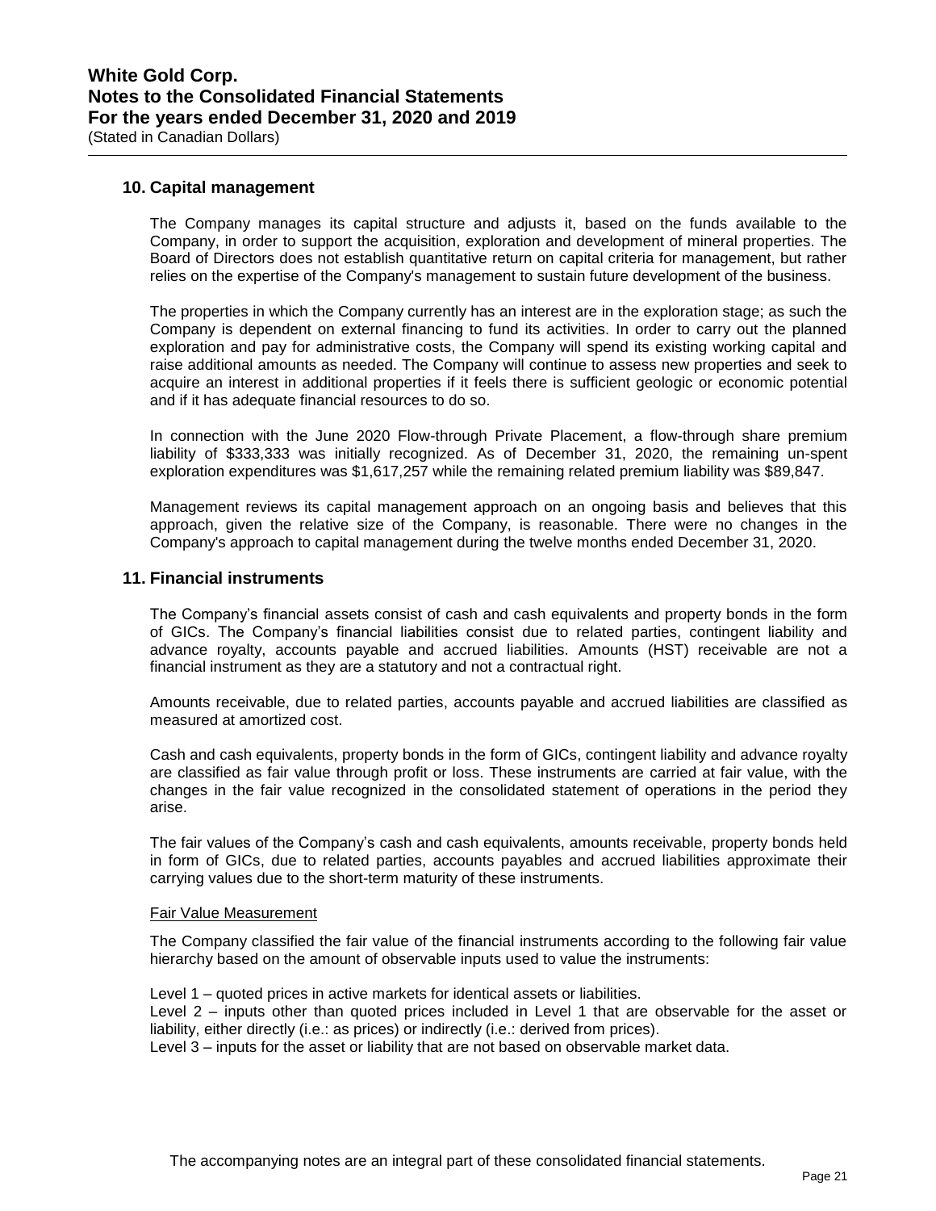## 10. Capital management

The Company manages its capital structure and adjusts it, based on the funds available to the Company, in order to support the acquisition, exploration and development of mineral properties. The Board of Directors does not establish quantitative return on capital criteria for management, but rather relies on the expertise of the Company's management to sustain future development of the business.

The properties in which the Company currently has an interest are in the exploration stage; as such the Company is dependent on external financing to fund its activities. In order to carry out the planned exploration and pay for administrative costs, the Company will spend its existing working capital and raise additional amounts as needed. The Company will continue to assess new properties and seek to acquire an interest in additional properties if it feels there is sufficient geologic or economic potential and if it has adequate financial resources to do so.

In connection with the June 2020 Flow-through Private Placement, a flow-through share premium liability of $333,333 was initially recognized. As of December 31, 2020, the remaining un-spent exploration expenditures was $1,617,257 while the remaining related premium liability was $89,847.

Management reviews its capital management approach on an ongoing basis and believes that this approach, given the relative size of the Company, is reasonable. There were no changes in the Company's approach to capital management during the twelve months ended December 31, 2020.

## 11. Financial instruments

The Company's financial assets consist of cash and cash equivalents and property bonds in the form of GICs. The Company's financial liabilities consist due to related parties, contingent liability and advance royalty, accounts payable and accrued liabilities. Amounts (HST) receivable are not a financial instrument as they are a statutory and not a contractual right.

Amounts receivable, due to related parties, accounts payable and accrued liabilities are classified as measured at amortized cost.

Cash and cash equivalents, property bonds in the form of GICs, contingent liability and advance royalty are classified as fair value through profit or loss. These instruments are carried at fair value, with the changes in the fair value recognized in the consolidated statement of operations in the period they arise.

The fair values of the Company's cash and cash equivalents, amounts receivable, property bonds held in form of GICs, due to related parties, accounts payables and accrued liabilities approximate their carrying values due to the short-term maturity of these instruments.

Fair Value Measurement

The Company classified the fair value of the financial instruments according to the following fair value hierarchy based on the amount of observable inputs used to value the instruments:

Level 1 – quoted prices in active markets for identical assets or liabilities.
Level 2 – inputs other than quoted prices included in Level 1 that are observable for the asset or liability, either directly (i.e.: as prices) or indirectly (i.e.: derived from prices).
Level 3 – inputs for the asset or liability that are not based on observable market data.

The accompanying notes are an integral part of these consolidated financial statements.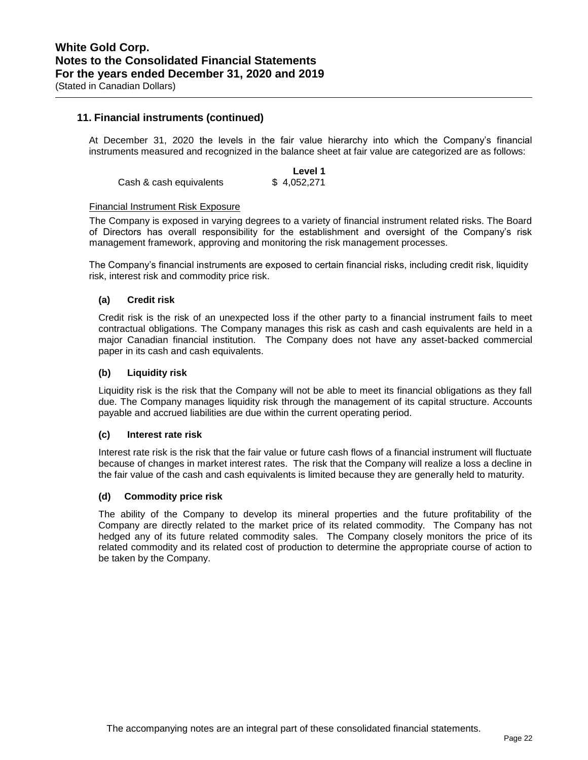## 11. Financial instruments (continued)

At December 31, 2020 the levels in the fair value hierarchy into which the Company's financial instruments measured and recognized in the balance sheet at fair value are categorized are as follows:

| | Level 1 |
|---|---|
| Cash & cash equivalents | $ 4,052,271 |

Financial Instrument Risk Exposure

The Company is exposed in varying degrees to a variety of financial instrument related risks. The Board of Directors has overall responsibility for the establishment and oversight of the Company's risk management framework, approving and monitoring the risk management processes.

The Company's financial instruments are exposed to certain financial risks, including credit risk, liquidity risk, interest risk and commodity price risk.

### (a) Credit risk

Credit risk is the risk of an unexpected loss if the other party to a financial instrument fails to meet contractual obligations. The Company manages this risk as cash and cash equivalents are held in a major Canadian financial institution. The Company does not have any asset-backed commercial paper in its cash and cash equivalents.

### (b) Liquidity risk

Liquidity risk is the risk that the Company will not be able to meet its financial obligations as they fall due. The Company manages liquidity risk through the management of its capital structure. Accounts payable and accrued liabilities are due within the current operating period.

### (c) Interest rate risk

Interest rate risk is the risk that the fair value or future cash flows of a financial instrument will fluctuate because of changes in market interest rates. The risk that the Company will realize a loss a decline in the fair value of the cash and cash equivalents is limited because they are generally held to maturity.

### (d) Commodity price risk

The ability of the Company to develop its mineral properties and the future profitability of the Company are directly related to the market price of its related commodity. The Company has not hedged any of its future related commodity sales. The Company closely monitors the price of its related commodity and its related cost of production to determine the appropriate course of action to be taken by the Company.

The accompanying notes are an integral part of these consolidated financial statements.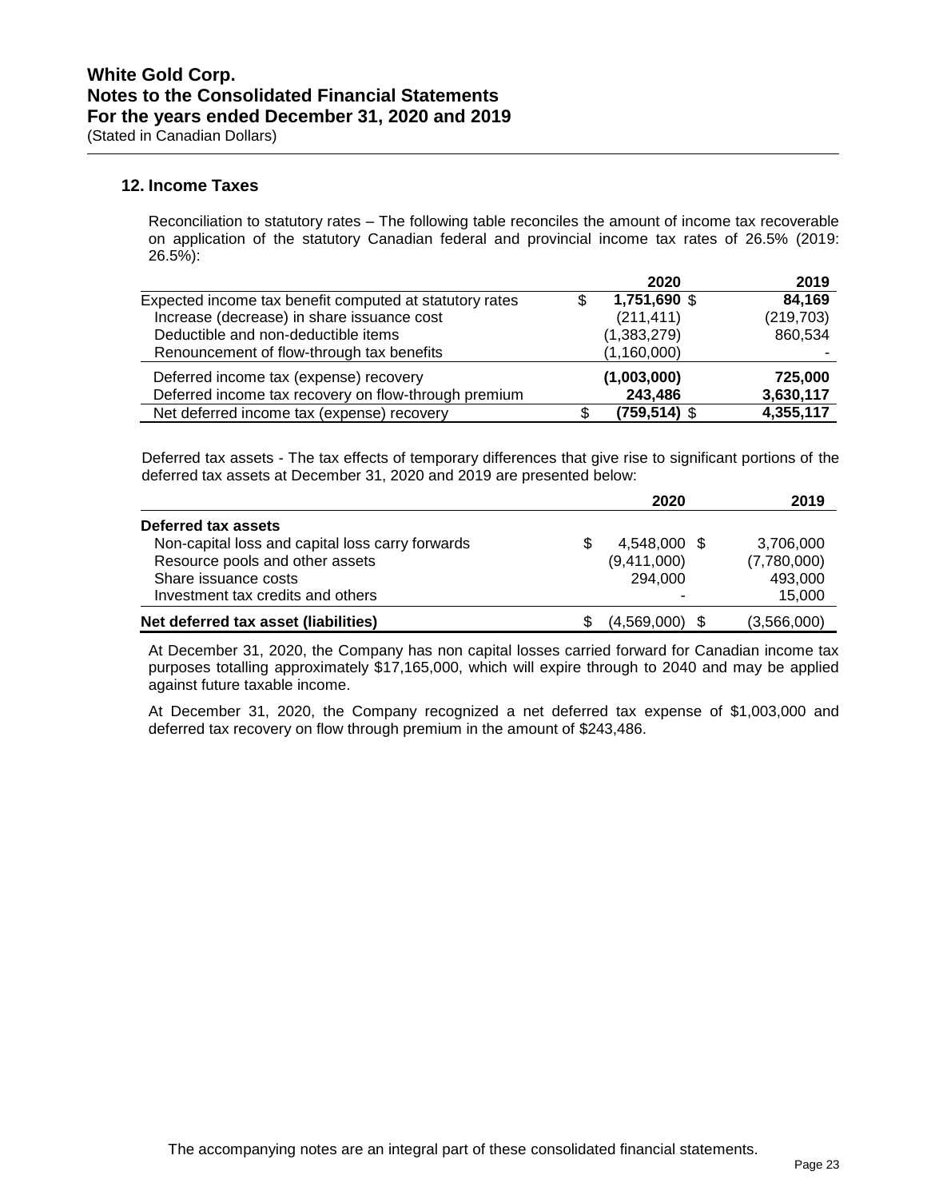## 12. Income Taxes

Reconciliation to statutory rates – The following table reconciles the amount of income tax recoverable on application of the statutory Canadian federal and provincial income tax rates of 26.5% (2019: 26.5%):

| | 2020 | 2019 |
|---|---|---|
| Expected income tax benefit computed at statutory rates | $ **1,751,690** | $ **84,169** |
| Increase (decrease) in share issuance cost | (211,411) | (219,703) |
| Deductible and non-deductible items | (1,383,279) | 860,534 |
| Renouncement of flow-through tax benefits | (1,160,000) | - |
| Deferred income tax (expense) recovery | **(1,003,000)** | **725,000** |
| Deferred income tax recovery on flow-through premium | **243,486** | **3,630,117** |
| Net deferred income tax (expense) recovery | $ **(759,514)** | $ **4,355,117** |

Deferred tax assets - The tax effects of temporary differences that give rise to significant portions of the deferred tax assets at December 31, 2020 and 2019 are presented below:

| | 2020 | 2019 |
|---|---|---|
| **Deferred tax assets** | | |
| Non-capital loss and capital loss carry forwards | $ 4,548,000 | $ 3,706,000 |
| Resource pools and other assets | (9,411,000) | (7,780,000) |
| Share issuance costs | 294,000 | 493,000 |
| Investment tax credits and others | - | 15,000 |
| **Net deferred tax asset (liabilities)** | $ (4,569,000) | $ (3,566,000) |

At December 31, 2020, the Company has non capital losses carried forward for Canadian income tax purposes totalling approximately $17,165,000, which will expire through to 2040 and may be applied against future taxable income.

At December 31, 2020, the Company recognized a net deferred tax expense of $1,003,000 and deferred tax recovery on flow through premium in the amount of $243,486.

The accompanying notes are an integral part of these consolidated financial statements.